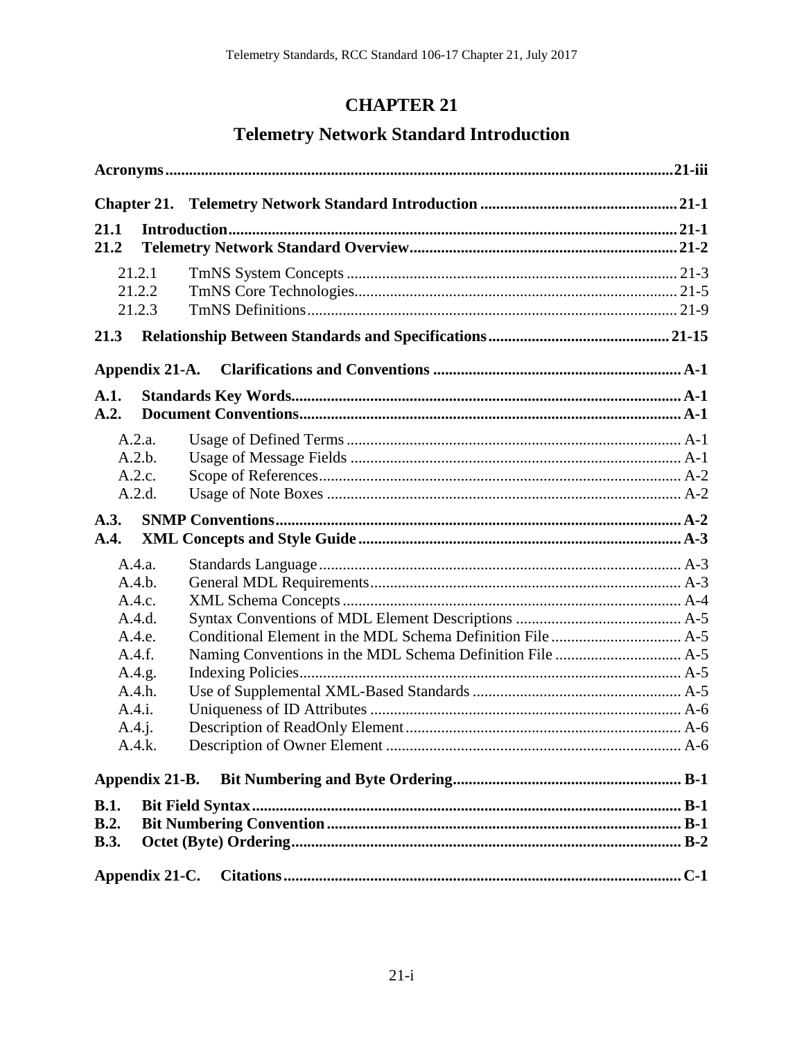# CHAPTER 21

## Telemetry Network Standard Introduction

**Acronyms** .................... **21-iii**

**Chapter 21. Telemetry Network Standard Introduction** .................... **21-1**

**21.1 Introduction** .................... **21-1**
**21.2 Telemetry Network Standard Overview** .................... **21-2**

- 21.2.1 TmNS System Concepts .................... 21-3
- 21.2.2 TmNS Core Technologies .................... 21-5
- 21.2.3 TmNS Definitions .................... 21-9

**21.3 Relationship Between Standards and Specifications** .................... **21-15**

**Appendix 21-A. Clarifications and Conventions** .................... **A-1**

**A.1. Standards Key Words** .................... **A-1**
**A.2. Document Conventions** .................... **A-1**

- A.2.a. Usage of Defined Terms .................... A-1
- A.2.b. Usage of Message Fields .................... A-1
- A.2.c. Scope of References .................... A-2
- A.2.d. Usage of Note Boxes .................... A-2

**A.3. SNMP Conventions** .................... **A-2**
**A.4. XML Concepts and Style Guide** .................... **A-3**

- A.4.a. Standards Language .................... A-3
- A.4.b. General MDL Requirements .................... A-3
- A.4.c. XML Schema Concepts .................... A-4
- A.4.d. Syntax Conventions of MDL Element Descriptions .................... A-5
- A.4.e. Conditional Element in the MDL Schema Definition File .................... A-5
- A.4.f. Naming Conventions in the MDL Schema Definition File .................... A-5
- A.4.g. Indexing Policies .................... A-5
- A.4.h. Use of Supplemental XML-Based Standards .................... A-5
- A.4.i. Uniqueness of ID Attributes .................... A-6
- A.4.j. Description of ReadOnly Element .................... A-6
- A.4.k. Description of Owner Element .................... A-6

**Appendix 21-B. Bit Numbering and Byte Ordering** .................... **B-1**

**B.1. Bit Field Syntax** .................... **B-1**
**B.2. Bit Numbering Convention** .................... **B-1**
**B.3. Octet (Byte) Ordering** .................... **B-2**

**Appendix 21-C. Citations** .................... **C-1**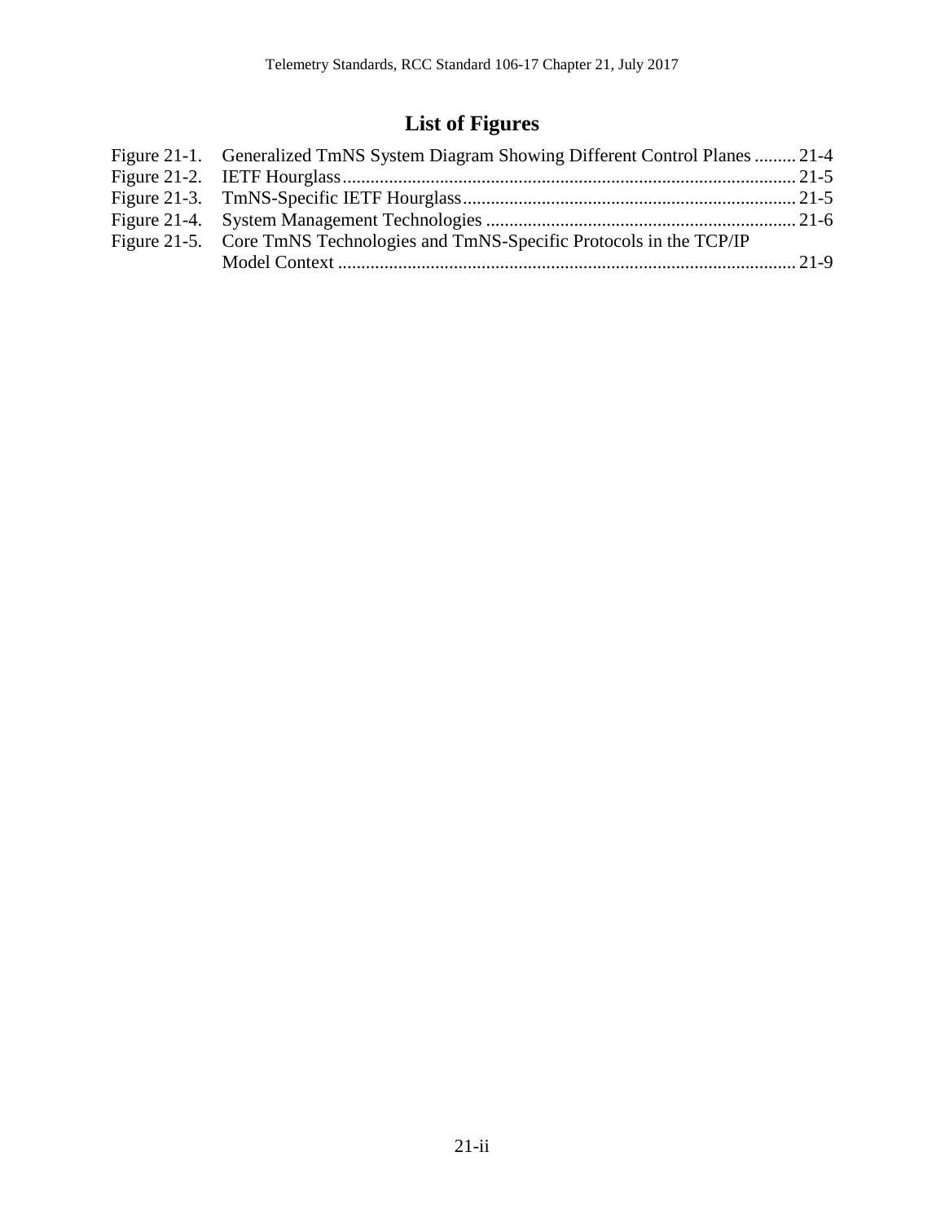# List of Figures

Figure 21-1. Generalized TmNS System Diagram Showing Different Control Planes ......... 21-4
Figure 21-2. IETF Hourglass.......................................................................................... 21-5
Figure 21-3. TmNS-Specific IETF Hourglass............................................................... 21-5
Figure 21-4. System Management Technologies ........................................................... 21-6
Figure 21-5. Core TmNS Technologies and TmNS-Specific Protocols in the TCP/IP Model Context .......................................................................................... 21-9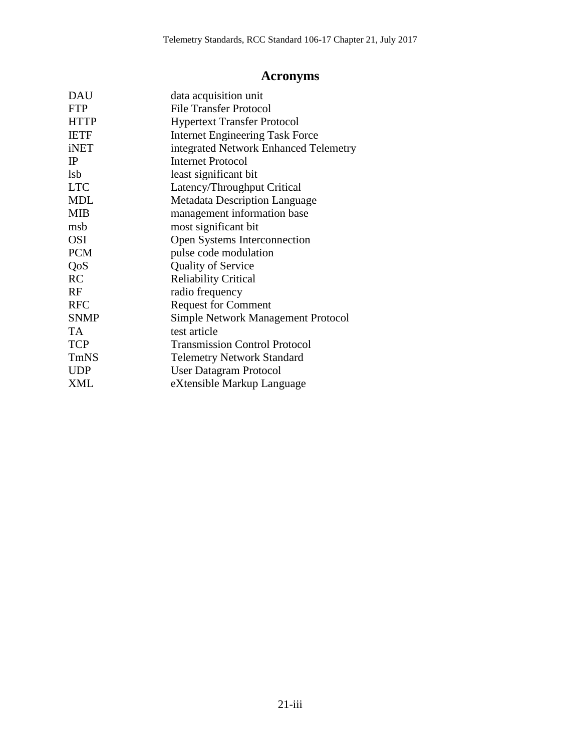# Acronyms

| | |
|---|---|
| DAU | data acquisition unit |
| FTP | File Transfer Protocol |
| HTTP | Hypertext Transfer Protocol |
| IETF | Internet Engineering Task Force |
| iNET | integrated Network Enhanced Telemetry |
| IP | Internet Protocol |
| lsb | least significant bit |
| LTC | Latency/Throughput Critical |
| MDL | Metadata Description Language |
| MIB | management information base |
| msb | most significant bit |
| OSI | Open Systems Interconnection |
| PCM | pulse code modulation |
| QoS | Quality of Service |
| RC | Reliability Critical |
| RF | radio frequency |
| RFC | Request for Comment |
| SNMP | Simple Network Management Protocol |
| TA | test article |
| TCP | Transmission Control Protocol |
| TmNS | Telemetry Network Standard |
| UDP | User Datagram Protocol |
| XML | eXtensible Markup Language |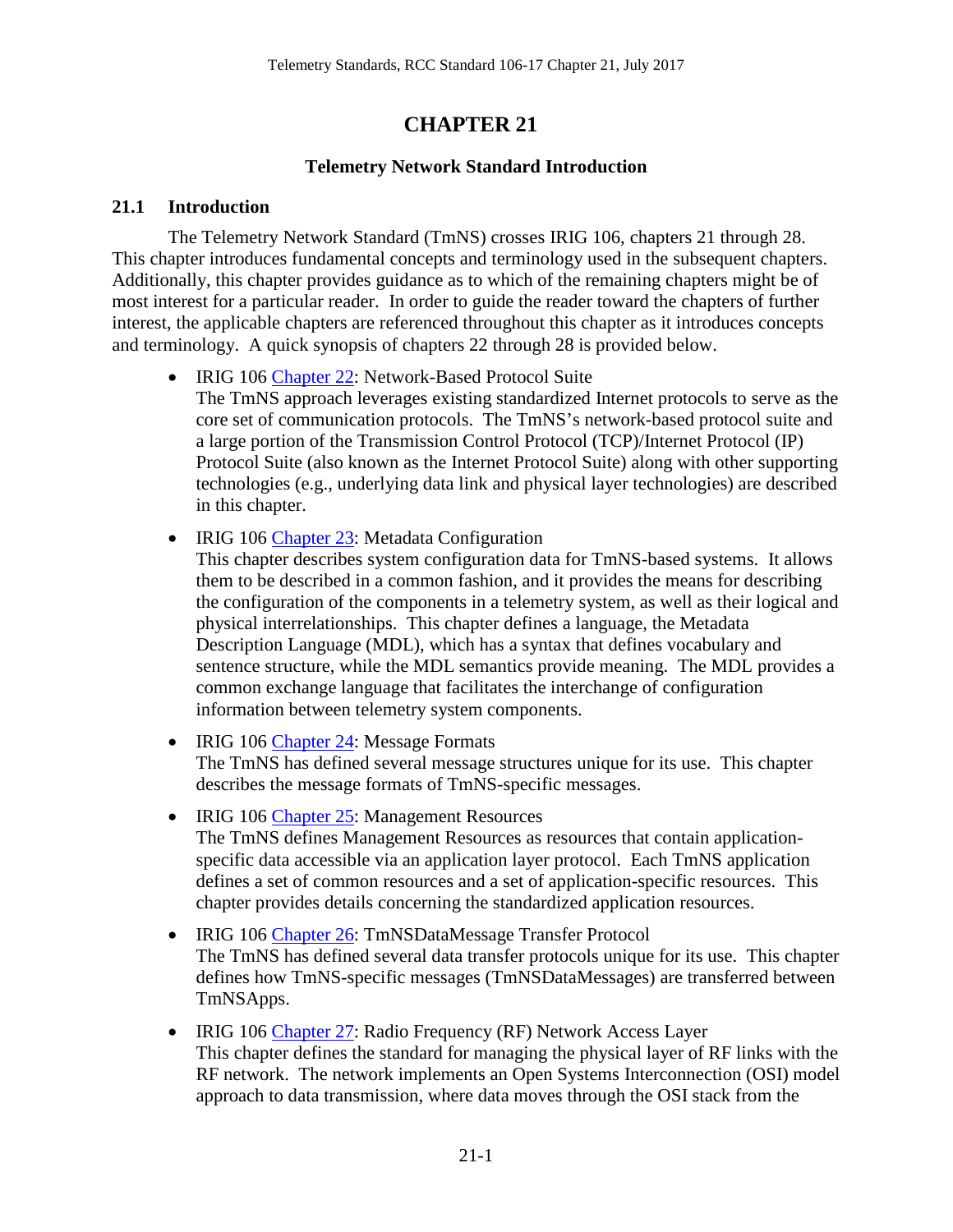# CHAPTER 21

## Telemetry Network Standard Introduction

### 21.1 Introduction

The Telemetry Network Standard (TmNS) crosses IRIG 106, chapters 21 through 28. This chapter introduces fundamental concepts and terminology used in the subsequent chapters. Additionally, this chapter provides guidance as to which of the remaining chapters might be of most interest for a particular reader. In order to guide the reader toward the chapters of further interest, the applicable chapters are referenced throughout this chapter as it introduces concepts and terminology. A quick synopsis of chapters 22 through 28 is provided below.

- IRIG 106 Chapter 22: Network-Based Protocol Suite
  The TmNS approach leverages existing standardized Internet protocols to serve as the core set of communication protocols. The TmNS's network-based protocol suite and a large portion of the Transmission Control Protocol (TCP)/Internet Protocol (IP) Protocol Suite (also known as the Internet Protocol Suite) along with other supporting technologies (e.g., underlying data link and physical layer technologies) are described in this chapter.
- IRIG 106 Chapter 23: Metadata Configuration
  This chapter describes system configuration data for TmNS-based systems. It allows them to be described in a common fashion, and it provides the means for describing the configuration of the components in a telemetry system, as well as their logical and physical interrelationships. This chapter defines a language, the Metadata Description Language (MDL), which has a syntax that defines vocabulary and sentence structure, while the MDL semantics provide meaning. The MDL provides a common exchange language that facilitates the interchange of configuration information between telemetry system components.
- IRIG 106 Chapter 24: Message Formats
  The TmNS has defined several message structures unique for its use. This chapter describes the message formats of TmNS-specific messages.
- IRIG 106 Chapter 25: Management Resources
  The TmNS defines Management Resources as resources that contain application-specific data accessible via an application layer protocol. Each TmNS application defines a set of common resources and a set of application-specific resources. This chapter provides details concerning the standardized application resources.
- IRIG 106 Chapter 26: TmNSDataMessage Transfer Protocol
  The TmNS has defined several data transfer protocols unique for its use. This chapter defines how TmNS-specific messages (TmNSDataMessages) are transferred between TmNSApps.
- IRIG 106 Chapter 27: Radio Frequency (RF) Network Access Layer
  This chapter defines the standard for managing the physical layer of RF links with the RF network. The network implements an Open Systems Interconnection (OSI) model approach to data transmission, where data moves through the OSI stack from the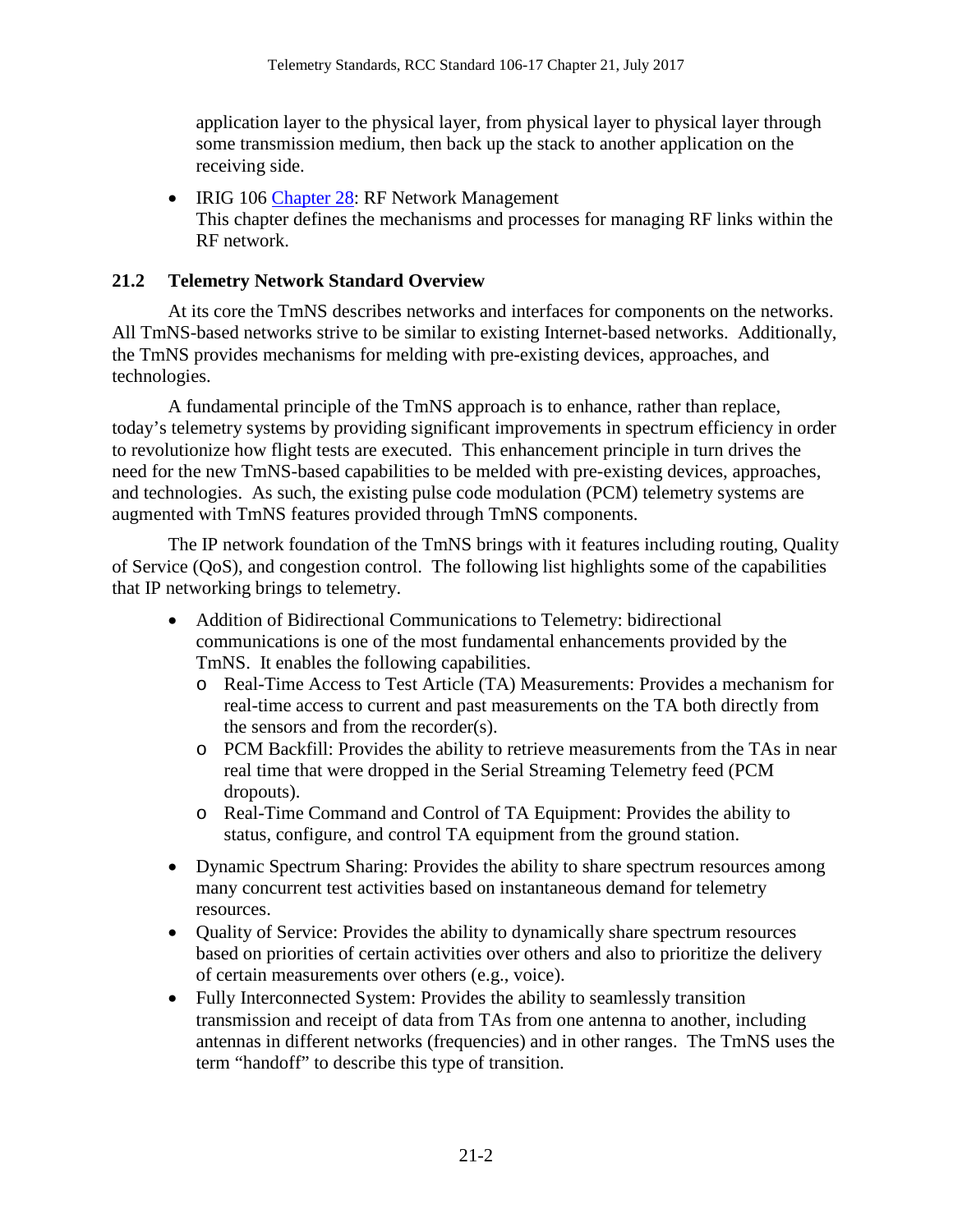application layer to the physical layer, from physical layer to physical layer through some transmission medium, then back up the stack to another application on the receiving side.

- IRIG 106 Chapter 28: RF Network Management
  This chapter defines the mechanisms and processes for managing RF links within the RF network.

## 21.2 Telemetry Network Standard Overview

At its core the TmNS describes networks and interfaces for components on the networks. All TmNS-based networks strive to be similar to existing Internet-based networks. Additionally, the TmNS provides mechanisms for melding with pre-existing devices, approaches, and technologies.

A fundamental principle of the TmNS approach is to enhance, rather than replace, today's telemetry systems by providing significant improvements in spectrum efficiency in order to revolutionize how flight tests are executed. This enhancement principle in turn drives the need for the new TmNS-based capabilities to be melded with pre-existing devices, approaches, and technologies. As such, the existing pulse code modulation (PCM) telemetry systems are augmented with TmNS features provided through TmNS components.

The IP network foundation of the TmNS brings with it features including routing, Quality of Service (QoS), and congestion control. The following list highlights some of the capabilities that IP networking brings to telemetry.

- Addition of Bidirectional Communications to Telemetry: bidirectional communications is one of the most fundamental enhancements provided by the TmNS. It enables the following capabilities.
  - Real-Time Access to Test Article (TA) Measurements: Provides a mechanism for real-time access to current and past measurements on the TA both directly from the sensors and from the recorder(s).
  - PCM Backfill: Provides the ability to retrieve measurements from the TAs in near real time that were dropped in the Serial Streaming Telemetry feed (PCM dropouts).
  - Real-Time Command and Control of TA Equipment: Provides the ability to status, configure, and control TA equipment from the ground station.
- Dynamic Spectrum Sharing: Provides the ability to share spectrum resources among many concurrent test activities based on instantaneous demand for telemetry resources.
- Quality of Service: Provides the ability to dynamically share spectrum resources based on priorities of certain activities over others and also to prioritize the delivery of certain measurements over others (e.g., voice).
- Fully Interconnected System: Provides the ability to seamlessly transition transmission and receipt of data from TAs from one antenna to another, including antennas in different networks (frequencies) and in other ranges. The TmNS uses the term "handoff" to describe this type of transition.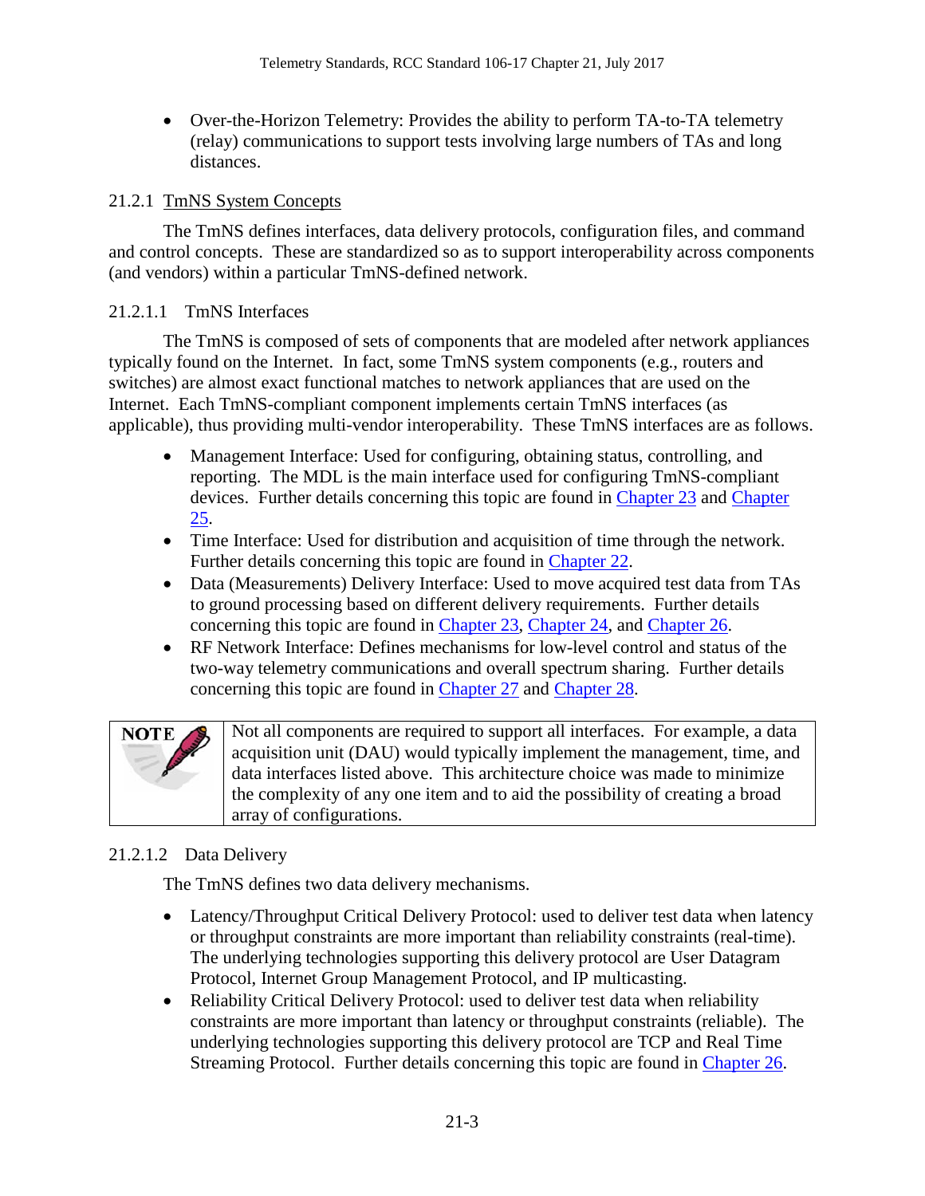- Over-the-Horizon Telemetry: Provides the ability to perform TA-to-TA telemetry (relay) communications to support tests involving large numbers of TAs and long distances.

### 21.2.1 TmNS System Concepts

The TmNS defines interfaces, data delivery protocols, configuration files, and command and control concepts. These are standardized so as to support interoperability across components (and vendors) within a particular TmNS-defined network.

#### 21.2.1.1 TmNS Interfaces

The TmNS is composed of sets of components that are modeled after network appliances typically found on the Internet. In fact, some TmNS system components (e.g., routers and switches) are almost exact functional matches to network appliances that are used on the Internet. Each TmNS-compliant component implements certain TmNS interfaces (as applicable), thus providing multi-vendor interoperability. These TmNS interfaces are as follows.

- Management Interface: Used for configuring, obtaining status, controlling, and reporting. The MDL is the main interface used for configuring TmNS-compliant devices. Further details concerning this topic are found in Chapter 23 and Chapter 25.
- Time Interface: Used for distribution and acquisition of time through the network. Further details concerning this topic are found in Chapter 22.
- Data (Measurements) Delivery Interface: Used to move acquired test data from TAs to ground processing based on different delivery requirements. Further details concerning this topic are found in Chapter 23, Chapter 24, and Chapter 26.
- RF Network Interface: Defines mechanisms for low-level control and status of the two-way telemetry communications and overall spectrum sharing. Further details concerning this topic are found in Chapter 27 and Chapter 28.

| NOTE | Not all components are required to support all interfaces. For example, a data acquisition unit (DAU) would typically implement the management, time, and data interfaces listed above. This architecture choice was made to minimize the complexity of any one item and to aid the possibility of creating a broad array of configurations. |
|---|---|

#### 21.2.1.2 Data Delivery

The TmNS defines two data delivery mechanisms.

- Latency/Throughput Critical Delivery Protocol: used to deliver test data when latency or throughput constraints are more important than reliability constraints (real-time). The underlying technologies supporting this delivery protocol are User Datagram Protocol, Internet Group Management Protocol, and IP multicasting.
- Reliability Critical Delivery Protocol: used to deliver test data when reliability constraints are more important than latency or throughput constraints (reliable). The underlying technologies supporting this delivery protocol are TCP and Real Time Streaming Protocol. Further details concerning this topic are found in Chapter 26.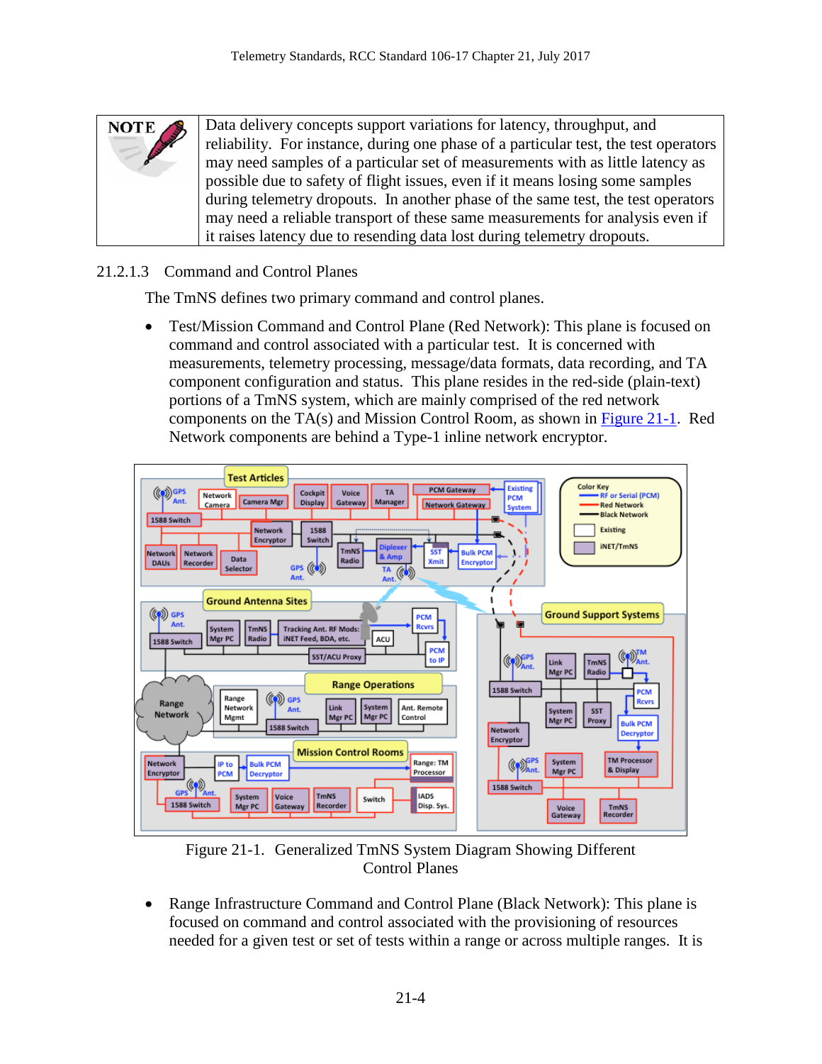| NOTE | Data delivery concepts support variations for latency, throughput, and reliability. For instance, during one phase of a particular test, the test operators may need samples of a particular set of measurements with as little latency as possible due to safety of flight issues, even if it means losing some samples during telemetry dropouts. In another phase of the same test, the test operators may need a reliable transport of these same measurements for analysis even if it raises latency due to resending data lost during telemetry dropouts. |
|---|---|

#### 21.2.1.3 Command and Control Planes

The TmNS defines two primary command and control planes.

- Test/Mission Command and Control Plane (Red Network): This plane is focused on command and control associated with a particular test. It is concerned with measurements, telemetry processing, message/data formats, data recording, and TA component configuration and status. This plane resides in the red-side (plain-text) portions of a TmNS system, which are mainly comprised of the red network components on the TA(s) and Mission Control Room, as shown in Figure 21-1. Red Network components are behind a Type-1 inline network encryptor.

Figure 21-1. Generalized TmNS System Diagram Showing Different Control Planes

- Range Infrastructure Command and Control Plane (Black Network): This plane is focused on command and control associated with the provisioning of resources needed for a given test or set of tests within a range or across multiple ranges. It is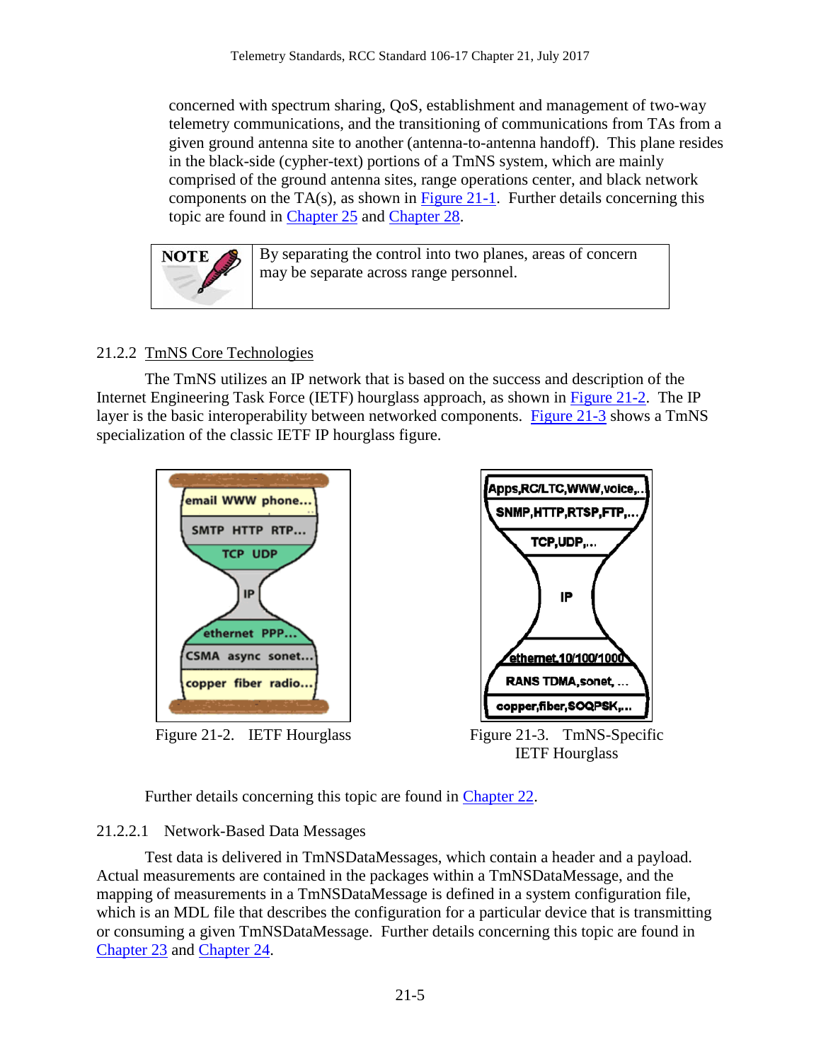concerned with spectrum sharing, QoS, establishment and management of two-way telemetry communications, and the transitioning of communications from TAs from a given ground antenna site to another (antenna-to-antenna handoff). This plane resides in the black-side (cypher-text) portions of a TmNS system, which are mainly comprised of the ground antenna sites, range operations center, and black network components on the TA(s), as shown in Figure 21-1. Further details concerning this topic are found in Chapter 25 and Chapter 28.

| NOTE | By separating the control into two planes, areas of concern may be separate across range personnel. |
|---|---|

### 21.2.2 TmNS Core Technologies

The TmNS utilizes an IP network that is based on the success and description of the Internet Engineering Task Force (IETF) hourglass approach, as shown in Figure 21-2. The IP layer is the basic interoperability between networked components. Figure 21-3 shows a TmNS specialization of the classic IETF IP hourglass figure.

Figure 21-2. IETF Hourglass

Figure 21-3. TmNS-Specific IETF Hourglass

Further details concerning this topic are found in Chapter 22.

#### 21.2.2.1 Network-Based Data Messages

Test data is delivered in TmNSDataMessages, which contain a header and a payload. Actual measurements are contained in the packages within a TmNSDataMessage, and the mapping of measurements in a TmNSDataMessage is defined in a system configuration file, which is an MDL file that describes the configuration for a particular device that is transmitting or consuming a given TmNSDataMessage. Further details concerning this topic are found in Chapter 23 and Chapter 24.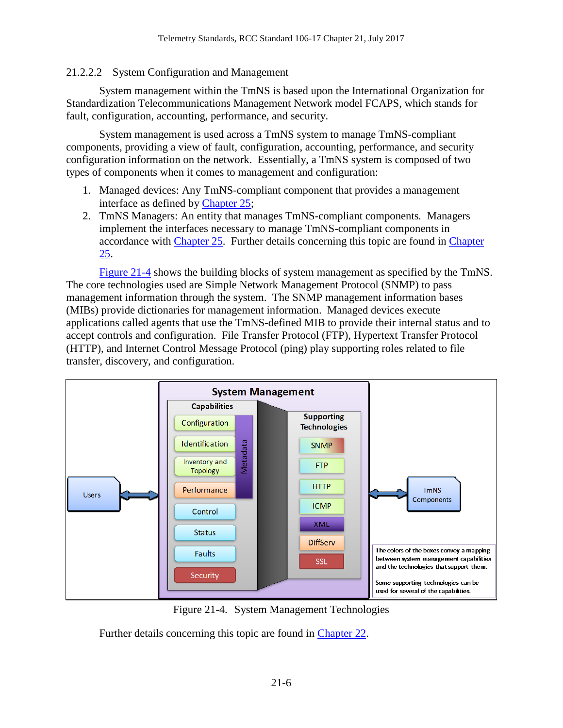#### 21.2.2.2 System Configuration and Management

System management within the TmNS is based upon the International Organization for Standardization Telecommunications Management Network model FCAPS, which stands for fault, configuration, accounting, performance, and security.

System management is used across a TmNS system to manage TmNS-compliant components, providing a view of fault, configuration, accounting, performance, and security configuration information on the network. Essentially, a TmNS system is composed of two types of components when it comes to management and configuration:

1. Managed devices: Any TmNS-compliant component that provides a management interface as defined by Chapter 25;
2. TmNS Managers: An entity that manages TmNS-compliant components. Managers implement the interfaces necessary to manage TmNS-compliant components in accordance with Chapter 25. Further details concerning this topic are found in Chapter 25.

Figure 21-4 shows the building blocks of system management as specified by the TmNS. The core technologies used are Simple Network Management Protocol (SNMP) to pass management information through the system. The SNMP management information bases (MIBs) provide dictionaries for management information. Managed devices execute applications called agents that use the TmNS-defined MIB to provide their internal status and to accept controls and configuration. File Transfer Protocol (FTP), Hypertext Transfer Protocol (HTTP), and Internet Control Message Protocol (ping) play supporting roles related to file transfer, discovery, and configuration.

System Management

Capabilities

Configuration

Identification

Inventory and Topology

Performance

Metadata

Control

Status

Faults

Security

Supporting Technologies

SNMP

FTP

HTTP

ICMP

XML

DiffServ

SSL

Users

TmNS Components

The colors of the boxes convey a mapping between system management capabilities and the technologies that support them.

Some supporting technologies can be used for several of the capabilities.

Figure 21-4. System Management Technologies

Further details concerning this topic are found in Chapter 22.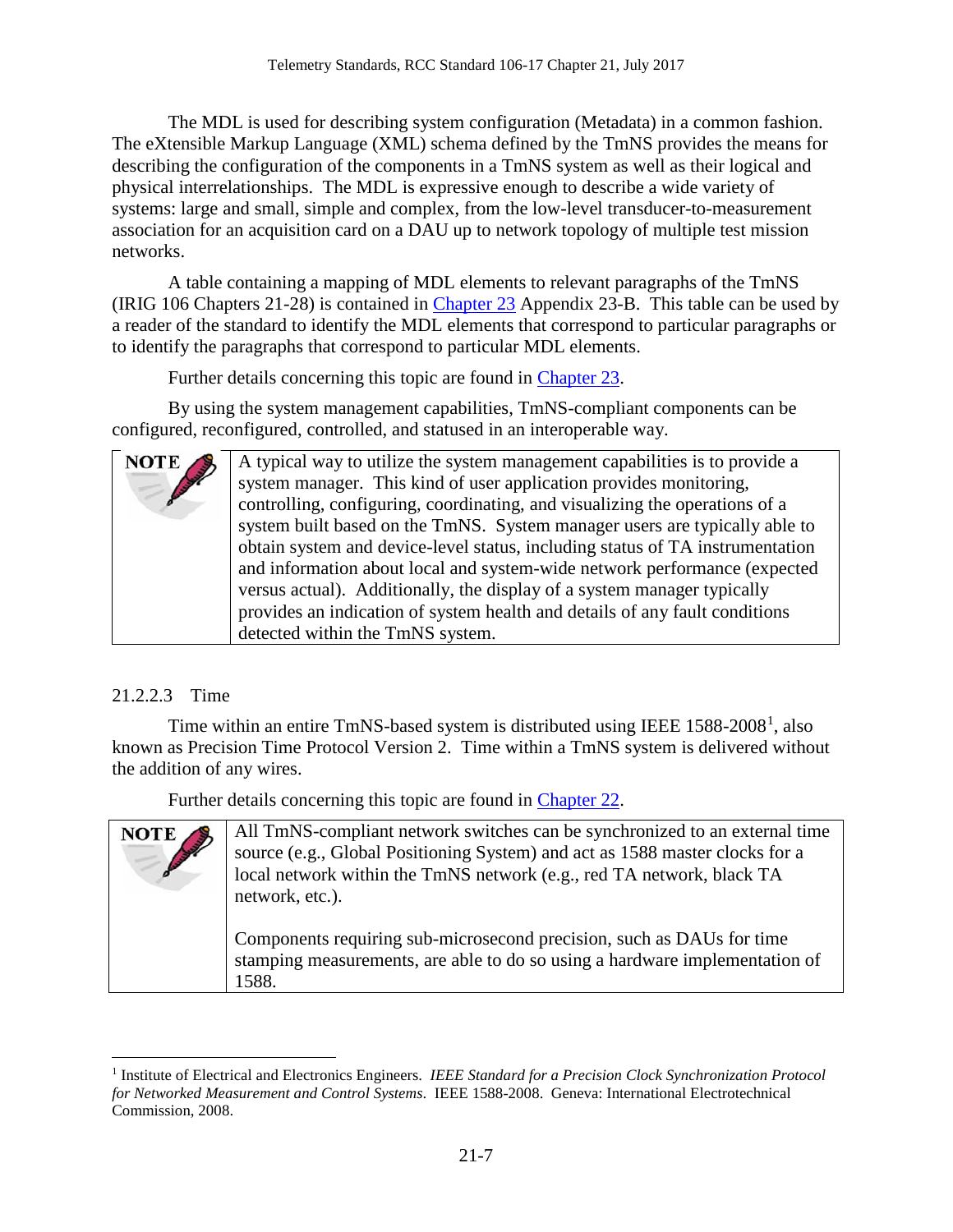The MDL is used for describing system configuration (Metadata) in a common fashion. The eXtensible Markup Language (XML) schema defined by the TmNS provides the means for describing the configuration of the components in a TmNS system as well as their logical and physical interrelationships. The MDL is expressive enough to describe a wide variety of systems: large and small, simple and complex, from the low-level transducer-to-measurement association for an acquisition card on a DAU up to network topology of multiple test mission networks.

A table containing a mapping of MDL elements to relevant paragraphs of the TmNS (IRIG 106 Chapters 21-28) is contained in Chapter 23 Appendix 23-B. This table can be used by a reader of the standard to identify the MDL elements that correspond to particular paragraphs or to identify the paragraphs that correspond to particular MDL elements.

Further details concerning this topic are found in Chapter 23.

By using the system management capabilities, TmNS-compliant components can be configured, reconfigured, controlled, and statused in an interoperable way.

| | |
|---|---|
| **NOTE** | A typical way to utilize the system management capabilities is to provide a system manager. This kind of user application provides monitoring, controlling, configuring, coordinating, and visualizing the operations of a system built based on the TmNS. System manager users are typically able to obtain system and device-level status, including status of TA instrumentation and information about local and system-wide network performance (expected versus actual). Additionally, the display of a system manager typically provides an indication of system health and details of any fault conditions detected within the TmNS system. |

### 21.2.2.3 Time

Time within an entire TmNS-based system is distributed using IEEE 1588-2008[1], also known as Precision Time Protocol Version 2. Time within a TmNS system is delivered without the addition of any wires.

Further details concerning this topic are found in Chapter 22.

| | |
|---|---|
| **NOTE** | All TmNS-compliant network switches can be synchronized to an external time source (e.g., Global Positioning System) and act as 1588 master clocks for a local network within the TmNS network (e.g., red TA network, black TA network, etc.).<br><br>Components requiring sub-microsecond precision, such as DAUs for time stamping measurements, are able to do so using a hardware implementation of 1588. |

[1] Institute of Electrical and Electronics Engineers. *IEEE Standard for a Precision Clock Synchronization Protocol for Networked Measurement and Control Systems*. IEEE 1588-2008. Geneva: International Electrotechnical Commission, 2008.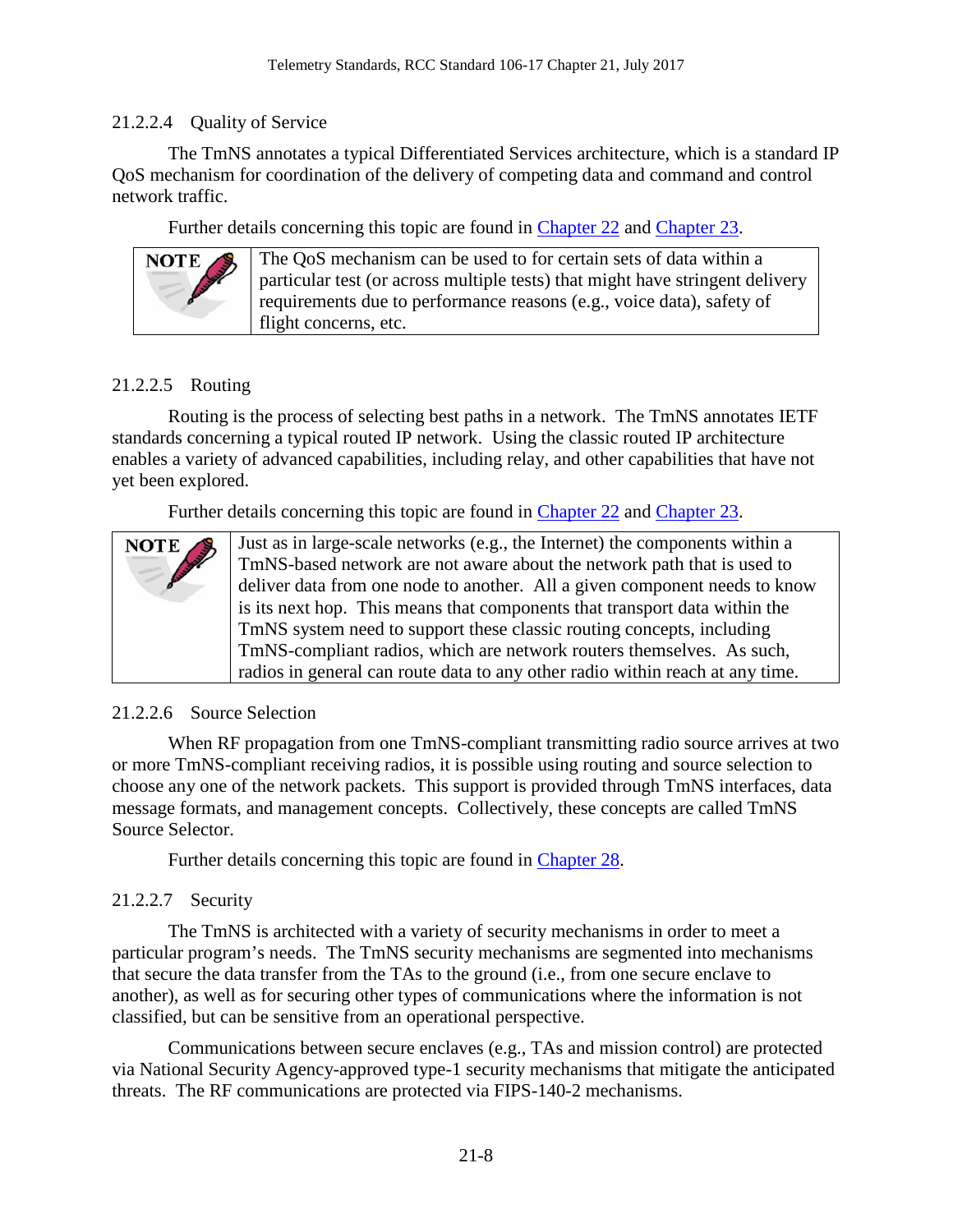#### 21.2.2.4 Quality of Service

The TmNS annotates a typical Differentiated Services architecture, which is a standard IP QoS mechanism for coordination of the delivery of competing data and command and control network traffic.

Further details concerning this topic are found in Chapter 22 and Chapter 23.

| | |
|---|---|
| NOTE | The QoS mechanism can be used to for certain sets of data within a particular test (or across multiple tests) that might have stringent delivery requirements due to performance reasons (e.g., voice data), safety of flight concerns, etc. |

#### 21.2.2.5 Routing

Routing is the process of selecting best paths in a network. The TmNS annotates IETF standards concerning a typical routed IP network. Using the classic routed IP architecture enables a variety of advanced capabilities, including relay, and other capabilities that have not yet been explored.

Further details concerning this topic are found in Chapter 22 and Chapter 23.

| | |
|---|---|
| NOTE | Just as in large-scale networks (e.g., the Internet) the components within a TmNS-based network are not aware about the network path that is used to deliver data from one node to another. All a given component needs to know is its next hop. This means that components that transport data within the TmNS system need to support these classic routing concepts, including TmNS-compliant radios, which are network routers themselves. As such, radios in general can route data to any other radio within reach at any time. |

#### 21.2.2.6 Source Selection

When RF propagation from one TmNS-compliant transmitting radio source arrives at two or more TmNS-compliant receiving radios, it is possible using routing and source selection to choose any one of the network packets. This support is provided through TmNS interfaces, data message formats, and management concepts. Collectively, these concepts are called TmNS Source Selector.

Further details concerning this topic are found in Chapter 28.

#### 21.2.2.7 Security

The TmNS is architected with a variety of security mechanisms in order to meet a particular program's needs. The TmNS security mechanisms are segmented into mechanisms that secure the data transfer from the TAs to the ground (i.e., from one secure enclave to another), as well as for securing other types of communications where the information is not classified, but can be sensitive from an operational perspective.

Communications between secure enclaves (e.g., TAs and mission control) are protected via National Security Agency-approved type-1 security mechanisms that mitigate the anticipated threats. The RF communications are protected via FIPS-140-2 mechanisms.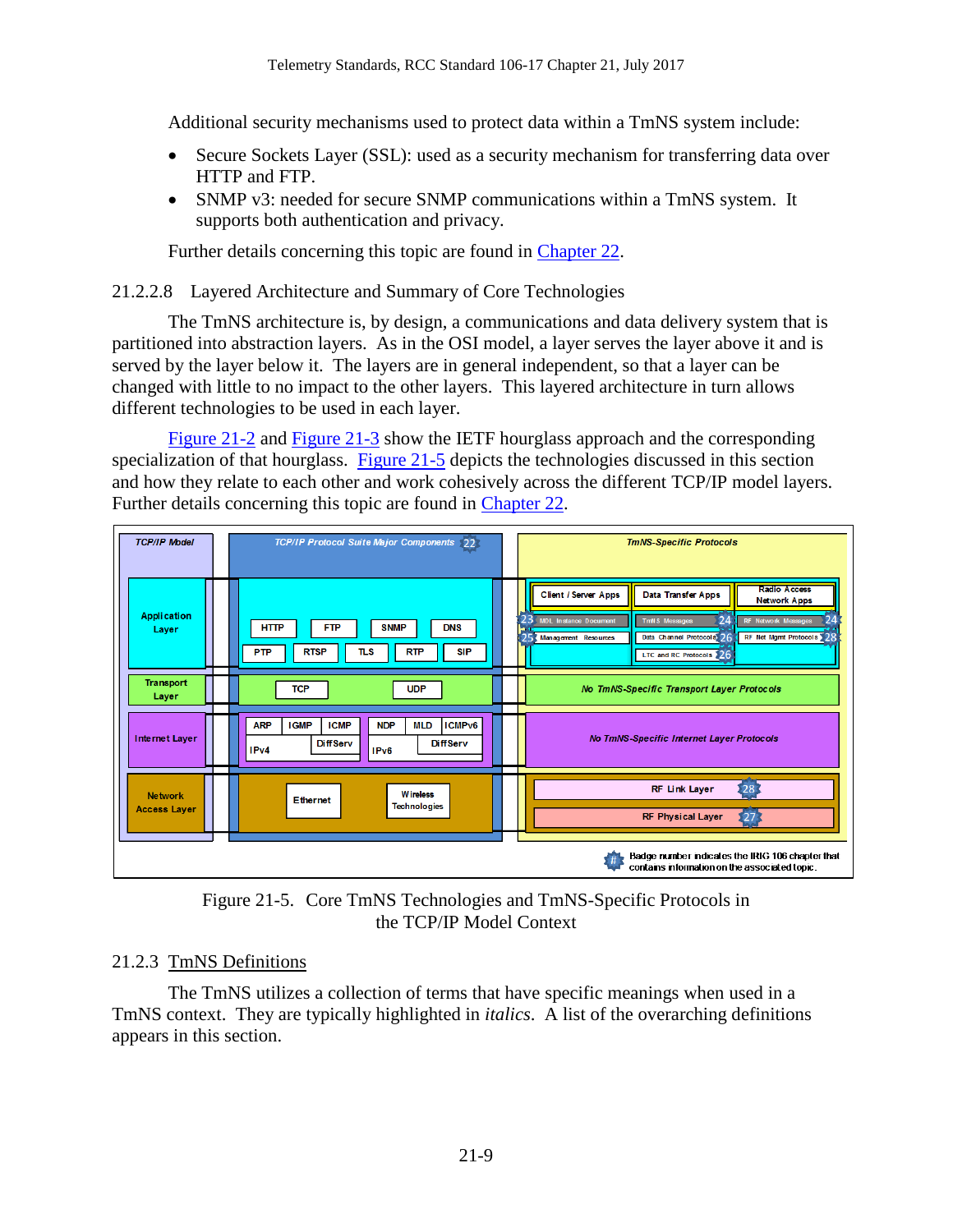Additional security mechanisms used to protect data within a TmNS system include:

- Secure Sockets Layer (SSL): used as a security mechanism for transferring data over HTTP and FTP.
- SNMP v3: needed for secure SNMP communications within a TmNS system. It supports both authentication and privacy.

Further details concerning this topic are found in Chapter 22.

### 21.2.2.8 Layered Architecture and Summary of Core Technologies

The TmNS architecture is, by design, a communications and data delivery system that is partitioned into abstraction layers. As in the OSI model, a layer serves the layer above it and is served by the layer below it. The layers are in general independent, so that a layer can be changed with little to no impact to the other layers. This layered architecture in turn allows different technologies to be used in each layer.

Figure 21-2 and Figure 21-3 show the IETF hourglass approach and the corresponding specialization of that hourglass. Figure 21-5 depicts the technologies discussed in this section and how they relate to each other and work cohesively across the different TCP/IP model layers. Further details concerning this topic are found in Chapter 22.

TCP/IP Model
TCP/IP Protocol Suite Major Components 22
TmNS-Specific Protocols

Application Layer
HTTP FTP SNMP DNS
PTP RTSP TLS RTP SIP
Client / Server Apps
Data Transfer Apps
Radio Access Network Apps
23 MDL Instance Document
25 Management Resources
TmNS Messages 24
Data Channel Protocols 26
LTC and RC Protocols 26
RF Network Messages 24
RF Net Mgmt Protocols 28

Transport Layer
TCP UDP
No TmNS-Specific Transport Layer Protocols

Internet Layer
ARP IGMP ICMP IPv4 DiffServ
NDP MLD ICMPv6 IPv6 DiffServ
No TmNS-Specific Internet Layer Protocols

Network Access Layer
Ethernet
Wireless Technologies
RF Link Layer 28
RF Physical Layer 27

Badge number indicates the IRIG 106 chapter that contains information on the associated topic.

Figure 21-5. Core TmNS Technologies and TmNS-Specific Protocols in the TCP/IP Model Context

## 21.2.3 TmNS Definitions

The TmNS utilizes a collection of terms that have specific meanings when used in a TmNS context. They are typically highlighted in *italics*. A list of the overarching definitions appears in this section.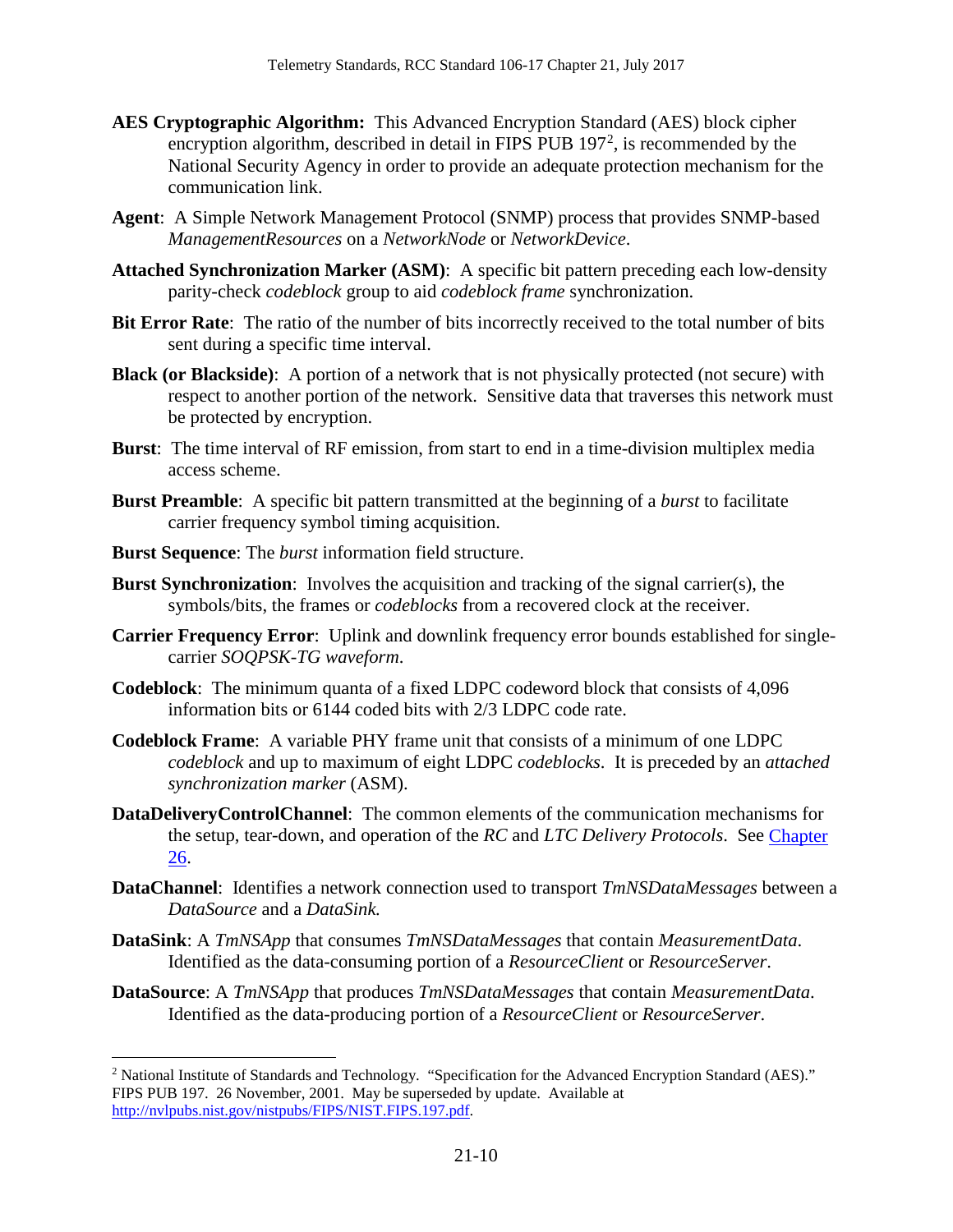**AES Cryptographic Algorithm:** This Advanced Encryption Standard (AES) block cipher encryption algorithm, described in detail in FIPS PUB 197[2], is recommended by the National Security Agency in order to provide an adequate protection mechanism for the communication link.

**Agent**: A Simple Network Management Protocol (SNMP) process that provides SNMP-based *ManagementResources* on a *NetworkNode* or *NetworkDevice*.

**Attached Synchronization Marker (ASM)**: A specific bit pattern preceding each low-density parity-check *codeblock* group to aid *codeblock frame* synchronization.

**Bit Error Rate**: The ratio of the number of bits incorrectly received to the total number of bits sent during a specific time interval.

**Black (or Blackside)**: A portion of a network that is not physically protected (not secure) with respect to another portion of the network. Sensitive data that traverses this network must be protected by encryption.

**Burst**: The time interval of RF emission, from start to end in a time-division multiplex media access scheme.

**Burst Preamble**: A specific bit pattern transmitted at the beginning of a *burst* to facilitate carrier frequency symbol timing acquisition.

**Burst Sequence**: The *burst* information field structure.

**Burst Synchronization**: Involves the acquisition and tracking of the signal carrier(s), the symbols/bits, the frames or *codeblocks* from a recovered clock at the receiver.

**Carrier Frequency Error**: Uplink and downlink frequency error bounds established for single-carrier *SOQPSK-TG waveform*.

**Codeblock**: The minimum quanta of a fixed LDPC codeword block that consists of 4,096 information bits or 6144 coded bits with 2/3 LDPC code rate.

**Codeblock Frame**: A variable PHY frame unit that consists of a minimum of one LDPC *codeblock* and up to maximum of eight LDPC *codeblocks*. It is preceded by an *attached synchronization marker* (ASM).

**DataDeliveryControlChannel**: The common elements of the communication mechanisms for the setup, tear-down, and operation of the *RC* and *LTC Delivery Protocols*. See Chapter 26.

**DataChannel**: Identifies a network connection used to transport *TmNSDataMessages* between a *DataSource* and a *DataSink.*

**DataSink**: A *TmNSApp* that consumes *TmNSDataMessages* that contain *MeasurementData*. Identified as the data-consuming portion of a *ResourceClient* or *ResourceServer*.

**DataSource**: A *TmNSApp* that produces *TmNSDataMessages* that contain *MeasurementData*. Identified as the data-producing portion of a *ResourceClient* or *ResourceServer*.

---

[2] National Institute of Standards and Technology. "Specification for the Advanced Encryption Standard (AES)." FIPS PUB 197. 26 November, 2001. May be superseded by update. Available at http://nvlpubs.nist.gov/nistpubs/FIPS/NIST.FIPS.197.pdf.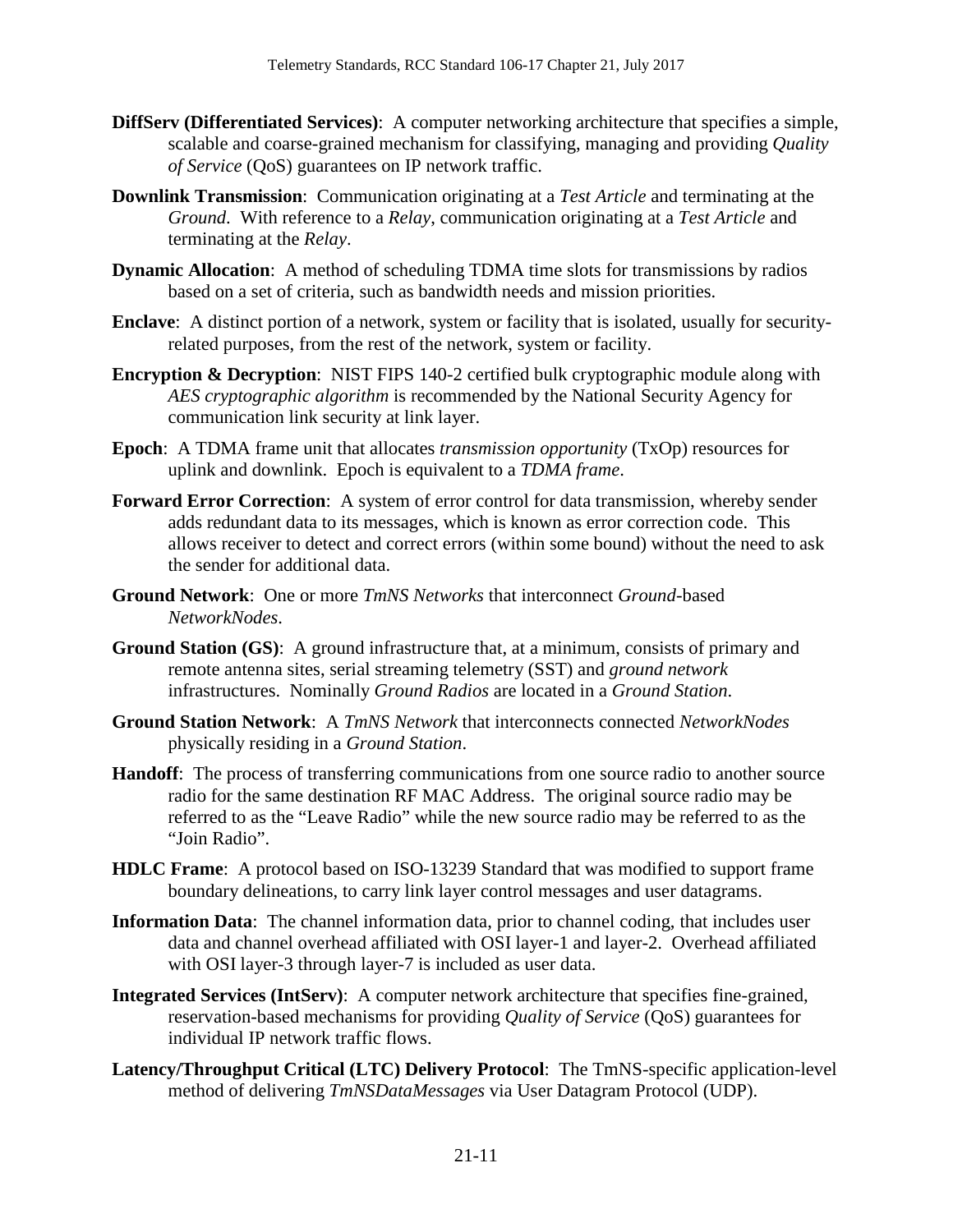**DiffServ (Differentiated Services)**: A computer networking architecture that specifies a simple, scalable and coarse-grained mechanism for classifying, managing and providing *Quality of Service* (QoS) guarantees on IP network traffic.

**Downlink Transmission**: Communication originating at a *Test Article* and terminating at the *Ground*. With reference to a *Relay*, communication originating at a *Test Article* and terminating at the *Relay*.

**Dynamic Allocation**: A method of scheduling TDMA time slots for transmissions by radios based on a set of criteria, such as bandwidth needs and mission priorities.

**Enclave**: A distinct portion of a network, system or facility that is isolated, usually for security-related purposes, from the rest of the network, system or facility.

**Encryption & Decryption**: NIST FIPS 140-2 certified bulk cryptographic module along with *AES cryptographic algorithm* is recommended by the National Security Agency for communication link security at link layer.

**Epoch**: A TDMA frame unit that allocates *transmission opportunity* (TxOp) resources for uplink and downlink. Epoch is equivalent to a *TDMA frame*.

**Forward Error Correction**: A system of error control for data transmission, whereby sender adds redundant data to its messages, which is known as error correction code. This allows receiver to detect and correct errors (within some bound) without the need to ask the sender for additional data.

**Ground Network**: One or more *TmNS Networks* that interconnect *Ground*-based *NetworkNodes*.

**Ground Station (GS)**: A ground infrastructure that, at a minimum, consists of primary and remote antenna sites, serial streaming telemetry (SST) and *ground network* infrastructures. Nominally *Ground Radios* are located in a *Ground Station*.

**Ground Station Network**: A *TmNS Network* that interconnects connected *NetworkNodes* physically residing in a *Ground Station*.

**Handoff**: The process of transferring communications from one source radio to another source radio for the same destination RF MAC Address. The original source radio may be referred to as the "Leave Radio" while the new source radio may be referred to as the "Join Radio".

**HDLC Frame**: A protocol based on ISO-13239 Standard that was modified to support frame boundary delineations, to carry link layer control messages and user datagrams.

**Information Data**: The channel information data, prior to channel coding, that includes user data and channel overhead affiliated with OSI layer-1 and layer-2. Overhead affiliated with OSI layer-3 through layer-7 is included as user data.

**Integrated Services (IntServ)**: A computer network architecture that specifies fine-grained, reservation-based mechanisms for providing *Quality of Service* (QoS) guarantees for individual IP network traffic flows.

**Latency/Throughput Critical (LTC) Delivery Protocol**: The TmNS-specific application-level method of delivering *TmNSDataMessages* via User Datagram Protocol (UDP).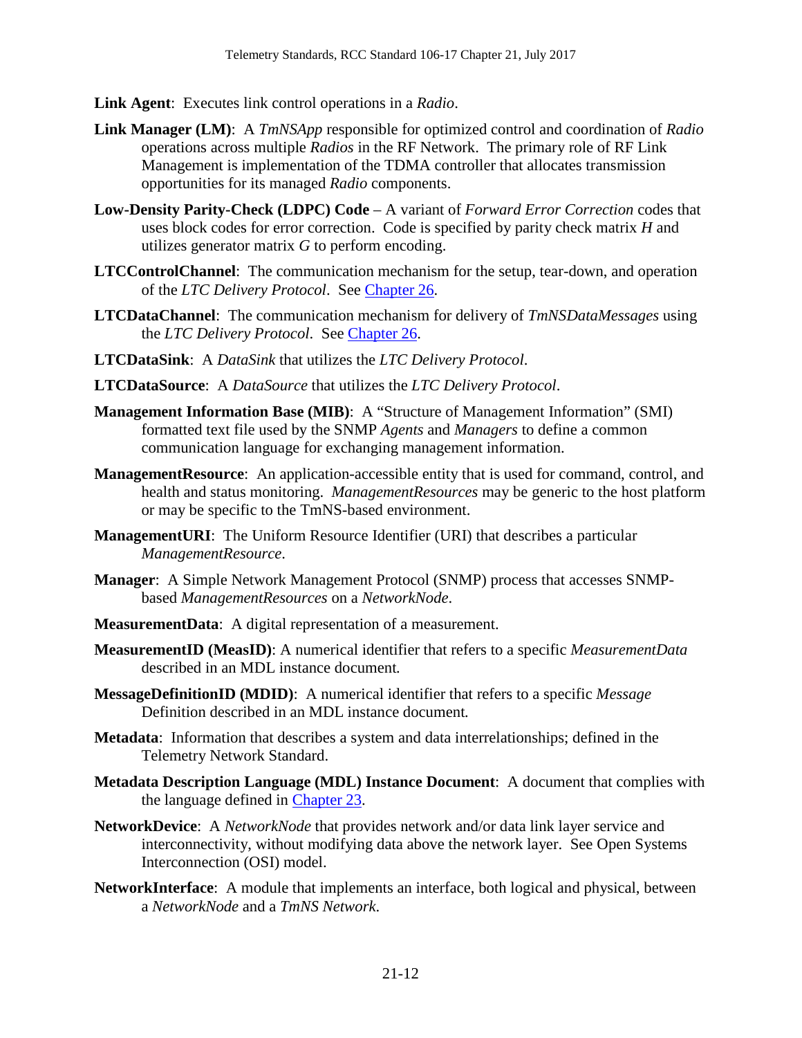**Link Agent**: Executes link control operations in a *Radio*.

**Link Manager (LM)**: A *TmNSApp* responsible for optimized control and coordination of *Radio* operations across multiple *Radios* in the RF Network. The primary role of RF Link Management is implementation of the TDMA controller that allocates transmission opportunities for its managed *Radio* components.

**Low-Density Parity-Check (LDPC) Code** – A variant of *Forward Error Correction* codes that uses block codes for error correction. Code is specified by parity check matrix *H* and utilizes generator matrix *G* to perform encoding.

**LTCControlChannel**: The communication mechanism for the setup, tear-down, and operation of the *LTC Delivery Protocol*. See Chapter 26.

**LTCDataChannel**: The communication mechanism for delivery of *TmNSDataMessages* using the *LTC Delivery Protocol*. See Chapter 26.

**LTCDataSink**: A *DataSink* that utilizes the *LTC Delivery Protocol*.

**LTCDataSource**: A *DataSource* that utilizes the *LTC Delivery Protocol*.

**Management Information Base (MIB)**: A "Structure of Management Information" (SMI) formatted text file used by the SNMP *Agents* and *Managers* to define a common communication language for exchanging management information.

**ManagementResource**: An application-accessible entity that is used for command, control, and health and status monitoring. *ManagementResources* may be generic to the host platform or may be specific to the TmNS-based environment.

**ManagementURI**: The Uniform Resource Identifier (URI) that describes a particular *ManagementResource*.

**Manager**: A Simple Network Management Protocol (SNMP) process that accesses SNMP-based *ManagementResources* on a *NetworkNode*.

**MeasurementData**: A digital representation of a measurement.

**MeasurementID (MeasID)**: A numerical identifier that refers to a specific *MeasurementData* described in an MDL instance document.

**MessageDefinitionID (MDID)**: A numerical identifier that refers to a specific *Message* Definition described in an MDL instance document.

**Metadata**: Information that describes a system and data interrelationships; defined in the Telemetry Network Standard.

**Metadata Description Language (MDL) Instance Document**: A document that complies with the language defined in Chapter 23.

**NetworkDevice**: A *NetworkNode* that provides network and/or data link layer service and interconnectivity, without modifying data above the network layer. See Open Systems Interconnection (OSI) model.

**NetworkInterface**: A module that implements an interface, both logical and physical, between a *NetworkNode* and a *TmNS Network*.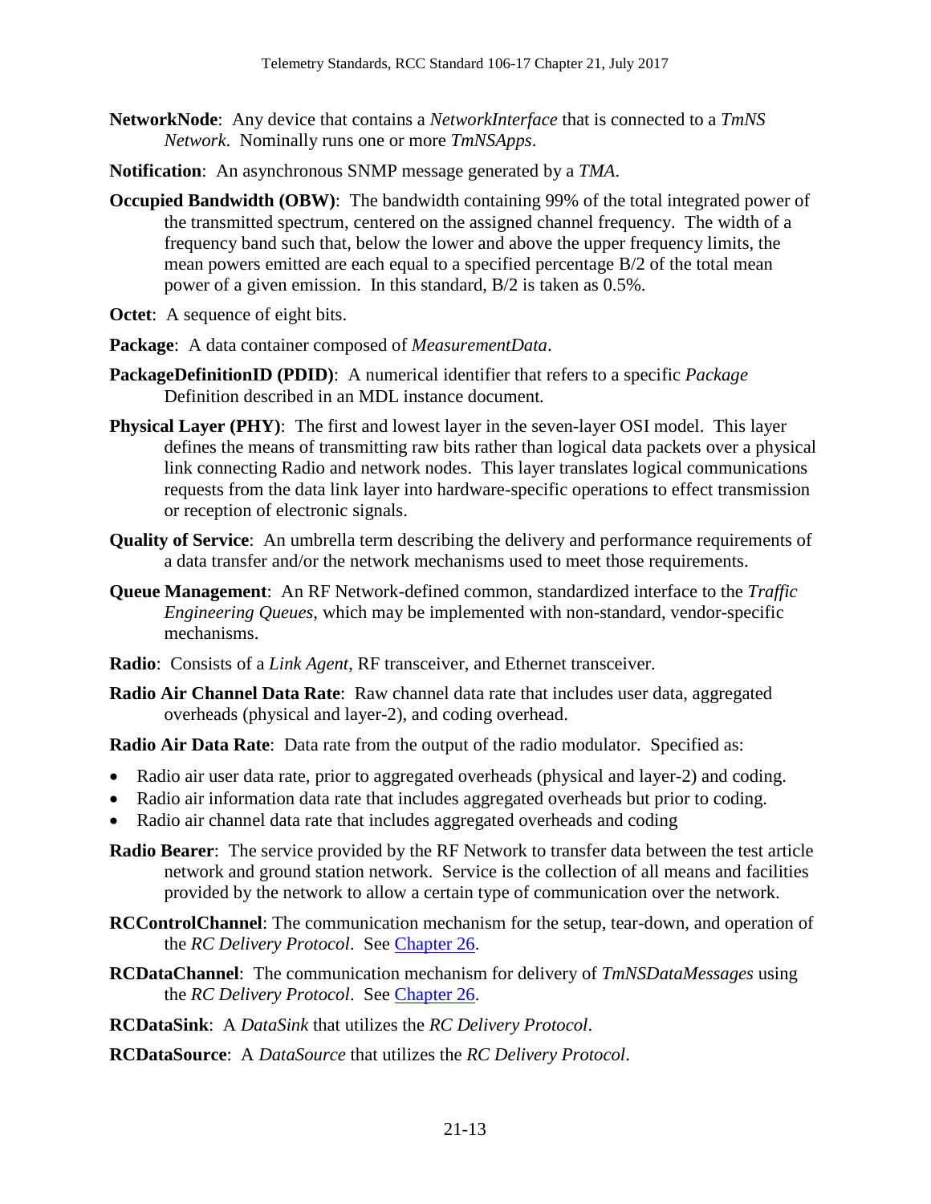**NetworkNode**: Any device that contains a *NetworkInterface* that is connected to a *TmNS Network*. Nominally runs one or more *TmNSApps*.

**Notification**: An asynchronous SNMP message generated by a *TMA*.

**Occupied Bandwidth (OBW)**: The bandwidth containing 99% of the total integrated power of the transmitted spectrum, centered on the assigned channel frequency. The width of a frequency band such that, below the lower and above the upper frequency limits, the mean powers emitted are each equal to a specified percentage B/2 of the total mean power of a given emission. In this standard, B/2 is taken as 0.5%.

**Octet**: A sequence of eight bits.

**Package**: A data container composed of *MeasurementData*.

**PackageDefinitionID (PDID)**: A numerical identifier that refers to a specific *Package* Definition described in an MDL instance document.

**Physical Layer (PHY)**: The first and lowest layer in the seven-layer OSI model. This layer defines the means of transmitting raw bits rather than logical data packets over a physical link connecting Radio and network nodes. This layer translates logical communications requests from the data link layer into hardware-specific operations to effect transmission or reception of electronic signals.

**Quality of Service**: An umbrella term describing the delivery and performance requirements of a data transfer and/or the network mechanisms used to meet those requirements.

**Queue Management**: An RF Network-defined common, standardized interface to the *Traffic Engineering Queues*, which may be implemented with non-standard, vendor-specific mechanisms.

**Radio**: Consists of a *Link Agent*, RF transceiver, and Ethernet transceiver.

**Radio Air Channel Data Rate**: Raw channel data rate that includes user data, aggregated overheads (physical and layer-2), and coding overhead.

**Radio Air Data Rate**: Data rate from the output of the radio modulator. Specified as:

- Radio air user data rate, prior to aggregated overheads (physical and layer-2) and coding.
- Radio air information data rate that includes aggregated overheads but prior to coding.
- Radio air channel data rate that includes aggregated overheads and coding

**Radio Bearer**: The service provided by the RF Network to transfer data between the test article network and ground station network. Service is the collection of all means and facilities provided by the network to allow a certain type of communication over the network.

**RCControlChannel**: The communication mechanism for the setup, tear-down, and operation of the *RC Delivery Protocol*. See Chapter 26.

**RCDataChannel**: The communication mechanism for delivery of *TmNSDataMessages* using the *RC Delivery Protocol*. See Chapter 26.

**RCDataSink**: A *DataSink* that utilizes the *RC Delivery Protocol*.

**RCDataSource**: A *DataSource* that utilizes the *RC Delivery Protocol*.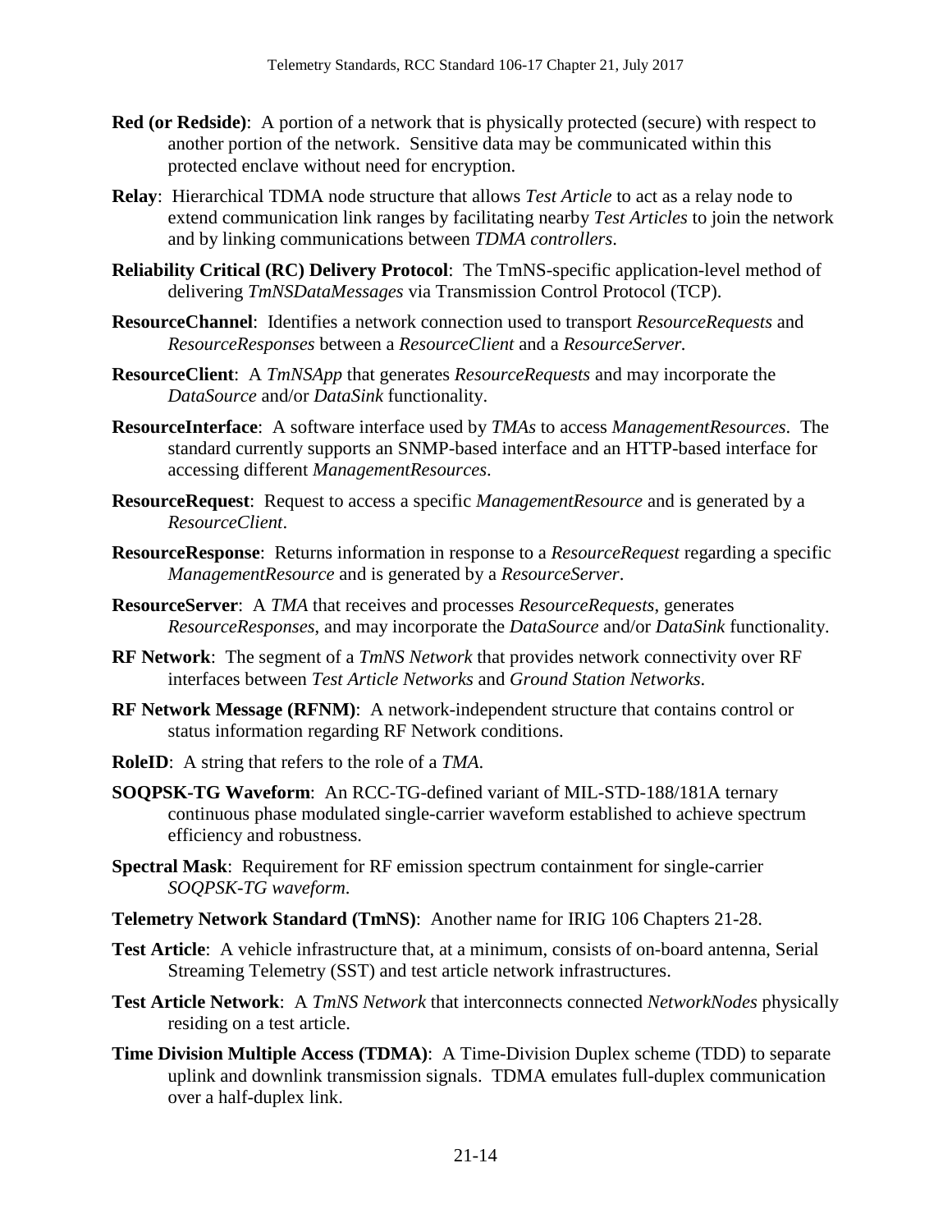**Red (or Redside)**: A portion of a network that is physically protected (secure) with respect to another portion of the network. Sensitive data may be communicated within this protected enclave without need for encryption.

**Relay**: Hierarchical TDMA node structure that allows *Test Article* to act as a relay node to extend communication link ranges by facilitating nearby *Test Articles* to join the network and by linking communications between *TDMA controllers*.

**Reliability Critical (RC) Delivery Protocol**: The TmNS-specific application-level method of delivering *TmNSDataMessages* via Transmission Control Protocol (TCP).

**ResourceChannel**: Identifies a network connection used to transport *ResourceRequests* and *ResourceResponses* between a *ResourceClient* and a *ResourceServer.*

**ResourceClient**: A *TmNSApp* that generates *ResourceRequests* and may incorporate the *DataSource* and/or *DataSink* functionality.

**ResourceInterface**: A software interface used by *TMAs* to access *ManagementResources*. The standard currently supports an SNMP-based interface and an HTTP-based interface for accessing different *ManagementResources*.

**ResourceRequest**: Request to access a specific *ManagementResource* and is generated by a *ResourceClient*.

**ResourceResponse**: Returns information in response to a *ResourceRequest* regarding a specific *ManagementResource* and is generated by a *ResourceServer*.

**ResourceServer**: A *TMA* that receives and processes *ResourceRequests*, generates *ResourceResponses,* and may incorporate the *DataSource* and/or *DataSink* functionality.

**RF Network**: The segment of a *TmNS Network* that provides network connectivity over RF interfaces between *Test Article Networks* and *Ground Station Networks*.

**RF Network Message (RFNM)**: A network-independent structure that contains control or status information regarding RF Network conditions.

**RoleID**: A string that refers to the role of a *TMA*.

**SOQPSK-TG Waveform**: An RCC-TG-defined variant of MIL-STD-188/181A ternary continuous phase modulated single-carrier waveform established to achieve spectrum efficiency and robustness.

**Spectral Mask**: Requirement for RF emission spectrum containment for single-carrier *SOQPSK-TG waveform*.

**Telemetry Network Standard (TmNS)**: Another name for IRIG 106 Chapters 21-28.

**Test Article**: A vehicle infrastructure that, at a minimum, consists of on-board antenna, Serial Streaming Telemetry (SST) and test article network infrastructures.

**Test Article Network**: A *TmNS Network* that interconnects connected *NetworkNodes* physically residing on a test article.

**Time Division Multiple Access (TDMA)**: A Time-Division Duplex scheme (TDD) to separate uplink and downlink transmission signals. TDMA emulates full-duplex communication over a half-duplex link.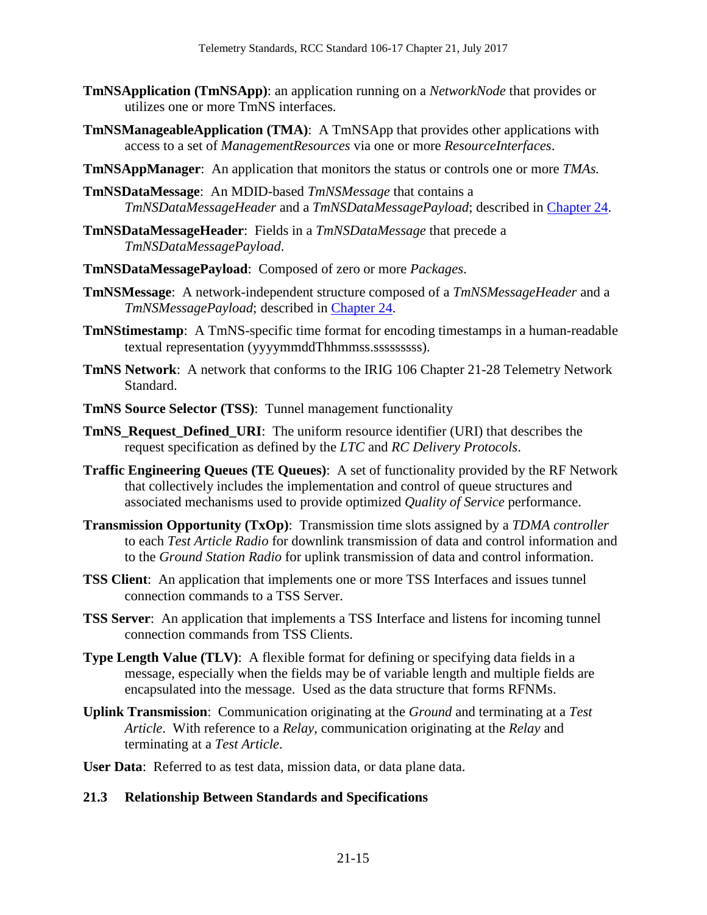**TmNSApplication (TmNSApp)**: an application running on a *NetworkNode* that provides or utilizes one or more TmNS interfaces.

**TmNSManageableApplication (TMA)**: A TmNSApp that provides other applications with access to a set of *ManagementResources* via one or more *ResourceInterfaces*.

**TmNSAppManager**: An application that monitors the status or controls one or more *TMAs.*

**TmNSDataMessage**: An MDID-based *TmNSMessage* that contains a *TmNSDataMessageHeader* and a *TmNSDataMessagePayload*; described in Chapter 24.

**TmNSDataMessageHeader**: Fields in a *TmNSDataMessage* that precede a *TmNSDataMessagePayload*.

**TmNSDataMessagePayload**: Composed of zero or more *Packages*.

**TmNSMessage**: A network-independent structure composed of a *TmNSMessageHeader* and a *TmNSMessagePayload*; described in Chapter 24.

**TmNStimestamp**: A TmNS-specific time format for encoding timestamps in a human-readable textual representation (yyyymmddThhmmss.sssssssss).

**TmNS Network**: A network that conforms to the IRIG 106 Chapter 21-28 Telemetry Network Standard.

**TmNS Source Selector (TSS)**: Tunnel management functionality

**TmNS_Request_Defined_URI**: The uniform resource identifier (URI) that describes the request specification as defined by the *LTC* and *RC Delivery Protocols*.

**Traffic Engineering Queues (TE Queues)**: A set of functionality provided by the RF Network that collectively includes the implementation and control of queue structures and associated mechanisms used to provide optimized *Quality of Service* performance.

**Transmission Opportunity (TxOp)**: Transmission time slots assigned by a *TDMA controller* to each *Test Article Radio* for downlink transmission of data and control information and to the *Ground Station Radio* for uplink transmission of data and control information.

**TSS Client**: An application that implements one or more TSS Interfaces and issues tunnel connection commands to a TSS Server.

**TSS Server**: An application that implements a TSS Interface and listens for incoming tunnel connection commands from TSS Clients.

**Type Length Value (TLV)**: A flexible format for defining or specifying data fields in a message, especially when the fields may be of variable length and multiple fields are encapsulated into the message. Used as the data structure that forms RFNMs.

**Uplink Transmission**: Communication originating at the *Ground* and terminating at a *Test Article*. With reference to a *Relay*, communication originating at the *Relay* and terminating at a *Test Article*.

**User Data**: Referred to as test data, mission data, or data plane data.

## 21.3 Relationship Between Standards and Specifications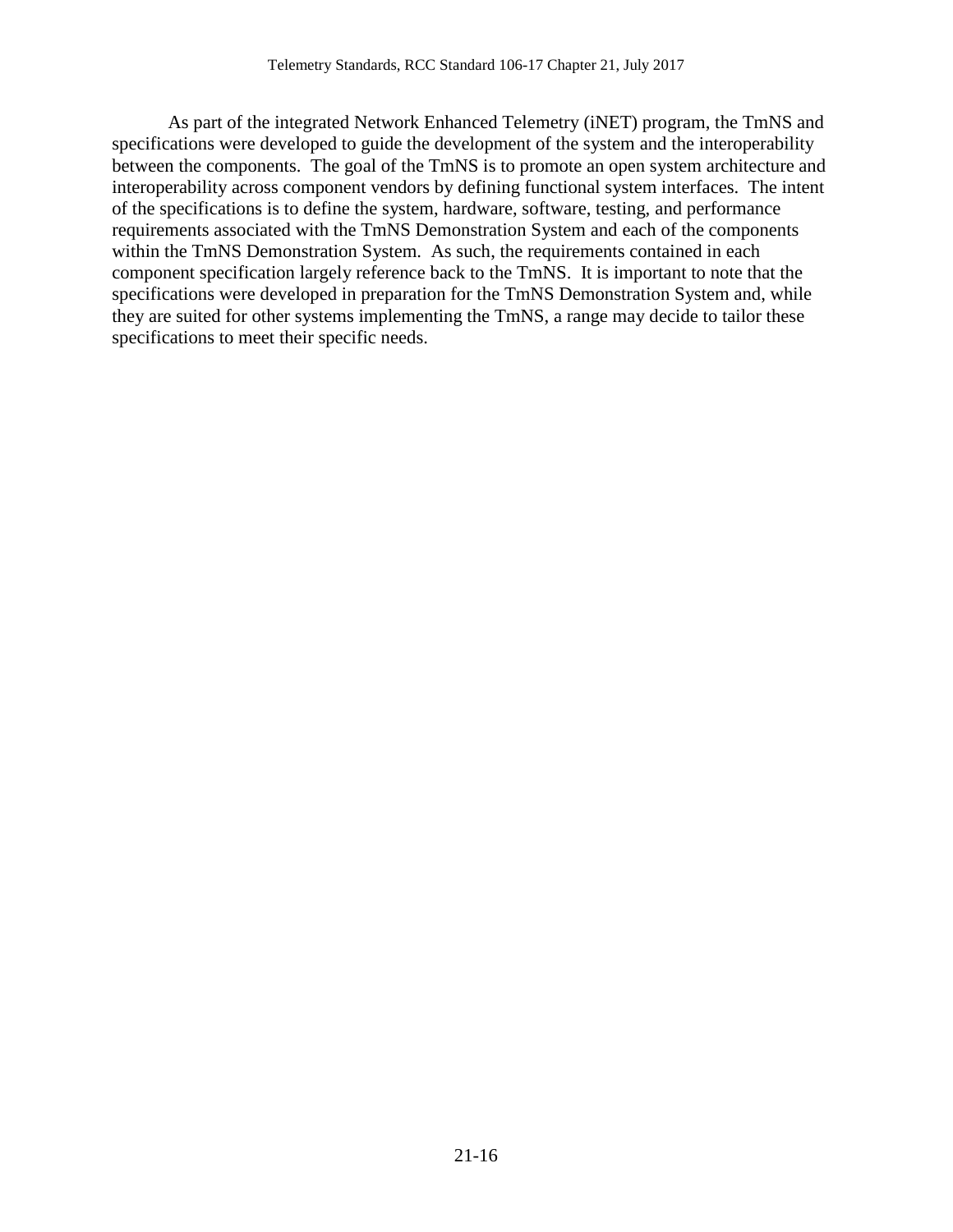As part of the integrated Network Enhanced Telemetry (iNET) program, the TmNS and specifications were developed to guide the development of the system and the interoperability between the components. The goal of the TmNS is to promote an open system architecture and interoperability across component vendors by defining functional system interfaces. The intent of the specifications is to define the system, hardware, software, testing, and performance requirements associated with the TmNS Demonstration System and each of the components within the TmNS Demonstration System. As such, the requirements contained in each component specification largely reference back to the TmNS. It is important to note that the specifications were developed in preparation for the TmNS Demonstration System and, while they are suited for other systems implementing the TmNS, a range may decide to tailor these specifications to meet their specific needs.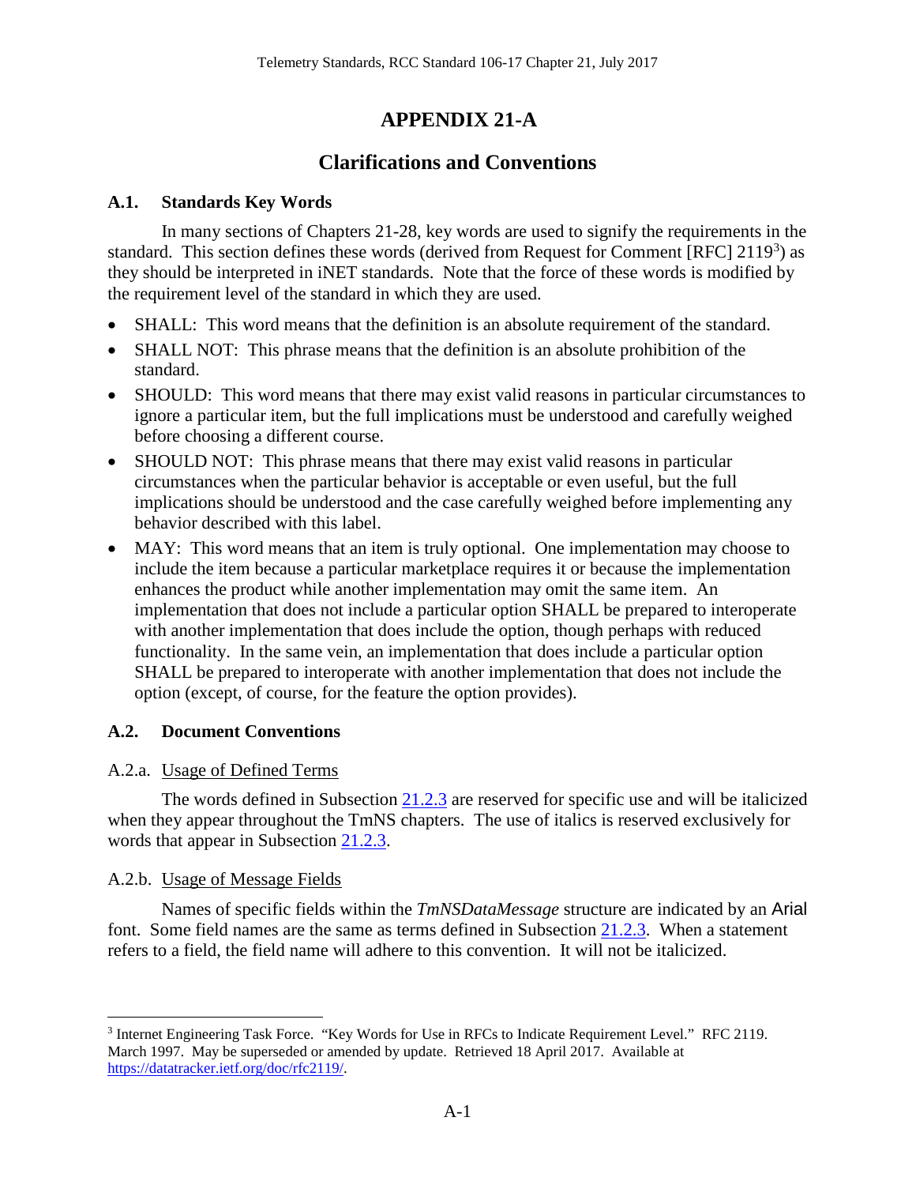# APPENDIX 21-A

## Clarifications and Conventions

### A.1. Standards Key Words

In many sections of Chapters 21-28, key words are used to signify the requirements in the standard. This section defines these words (derived from Request for Comment [RFC] 2119[3]) as they should be interpreted in iNET standards. Note that the force of these words is modified by the requirement level of the standard in which they are used.

- SHALL: This word means that the definition is an absolute requirement of the standard.
- SHALL NOT: This phrase means that the definition is an absolute prohibition of the standard.
- SHOULD: This word means that there may exist valid reasons in particular circumstances to ignore a particular item, but the full implications must be understood and carefully weighed before choosing a different course.
- SHOULD NOT: This phrase means that there may exist valid reasons in particular circumstances when the particular behavior is acceptable or even useful, but the full implications should be understood and the case carefully weighed before implementing any behavior described with this label.
- MAY: This word means that an item is truly optional. One implementation may choose to include the item because a particular marketplace requires it or because the implementation enhances the product while another implementation may omit the same item. An implementation that does not include a particular option SHALL be prepared to interoperate with another implementation that does include the option, though perhaps with reduced functionality. In the same vein, an implementation that does include a particular option SHALL be prepared to interoperate with another implementation that does not include the option (except, of course, for the feature the option provides).

### A.2. Document Conventions

#### A.2.a. Usage of Defined Terms

The words defined in Subsection 21.2.3 are reserved for specific use and will be italicized when they appear throughout the TmNS chapters. The use of italics is reserved exclusively for words that appear in Subsection 21.2.3.

#### A.2.b. Usage of Message Fields

Names of specific fields within the *TmNSDataMessage* structure are indicated by an Arial font. Some field names are the same as terms defined in Subsection 21.2.3. When a statement refers to a field, the field name will adhere to this convention. It will not be italicized.

---

[3] Internet Engineering Task Force. "Key Words for Use in RFCs to Indicate Requirement Level." RFC 2119. March 1997. May be superseded or amended by update. Retrieved 18 April 2017. Available at https://datatracker.ietf.org/doc/rfc2119/.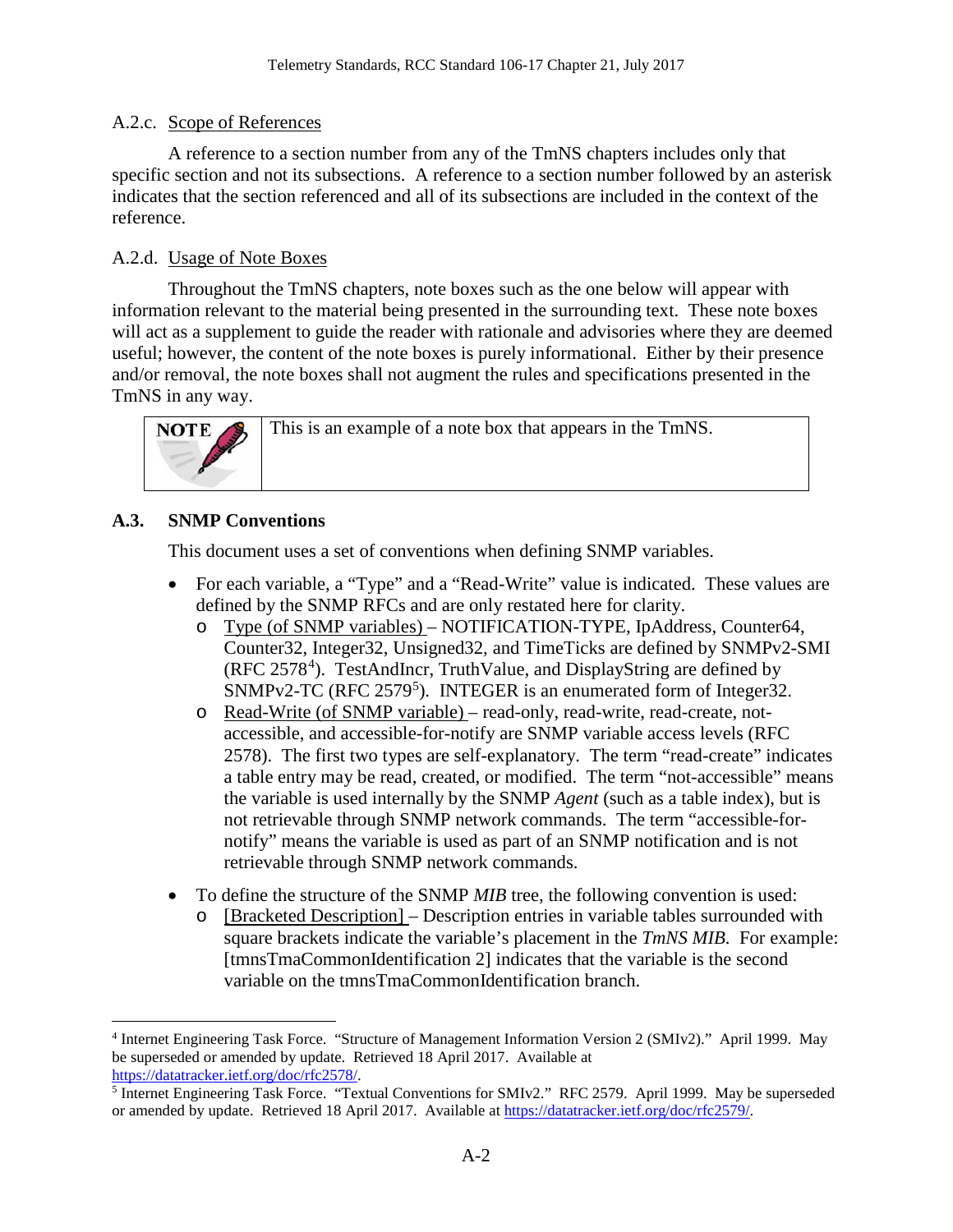### A.2.c. Scope of References

A reference to a section number from any of the TmNS chapters includes only that specific section and not its subsections. A reference to a section number followed by an asterisk indicates that the section referenced and all of its subsections are included in the context of the reference.

### A.2.d. Usage of Note Boxes

Throughout the TmNS chapters, note boxes such as the one below will appear with information relevant to the material being presented in the surrounding text. These note boxes will act as a supplement to guide the reader with rationale and advisories where they are deemed useful; however, the content of the note boxes is purely informational. Either by their presence and/or removal, the note boxes shall not augment the rules and specifications presented in the TmNS in any way.

| | |
|---|---|
| NOTE | This is an example of a note box that appears in the TmNS. |

## A.3. SNMP Conventions

This document uses a set of conventions when defining SNMP variables.

- For each variable, a "Type" and a "Read-Write" value is indicated. These values are defined by the SNMP RFCs and are only restated here for clarity.
  - Type (of SNMP variables) – NOTIFICATION-TYPE, IpAddress, Counter64, Counter32, Integer32, Unsigned32, and TimeTicks are defined by SNMPv2-SMI (RFC 2578[4]). TestAndIncr, TruthValue, and DisplayString are defined by SNMPv2-TC (RFC 2579[5]). INTEGER is an enumerated form of Integer32.
  - Read-Write (of SNMP variable) – read-only, read-write, read-create, not-accessible, and accessible-for-notify are SNMP variable access levels (RFC 2578). The first two types are self-explanatory. The term "read-create" indicates a table entry may be read, created, or modified. The term "not-accessible" means the variable is used internally by the SNMP *Agent* (such as a table index), but is not retrievable through SNMP network commands. The term "accessible-for-notify" means the variable is used as part of an SNMP notification and is not retrievable through SNMP network commands.
- To define the structure of the SNMP *MIB* tree, the following convention is used:
  - [Bracketed Description] – Description entries in variable tables surrounded with square brackets indicate the variable's placement in the *TmNS MIB*. For example: [tmnsTmaCommonIdentification 2] indicates that the variable is the second variable on the tmnsTmaCommonIdentification branch.

---

[4] Internet Engineering Task Force. "Structure of Management Information Version 2 (SMIv2)." April 1999. May be superseded or amended by update. Retrieved 18 April 2017. Available at https://datatracker.ietf.org/doc/rfc2578/.

[5] Internet Engineering Task Force. "Textual Conventions for SMIv2." RFC 2579. April 1999. May be superseded or amended by update. Retrieved 18 April 2017. Available at https://datatracker.ietf.org/doc/rfc2579/.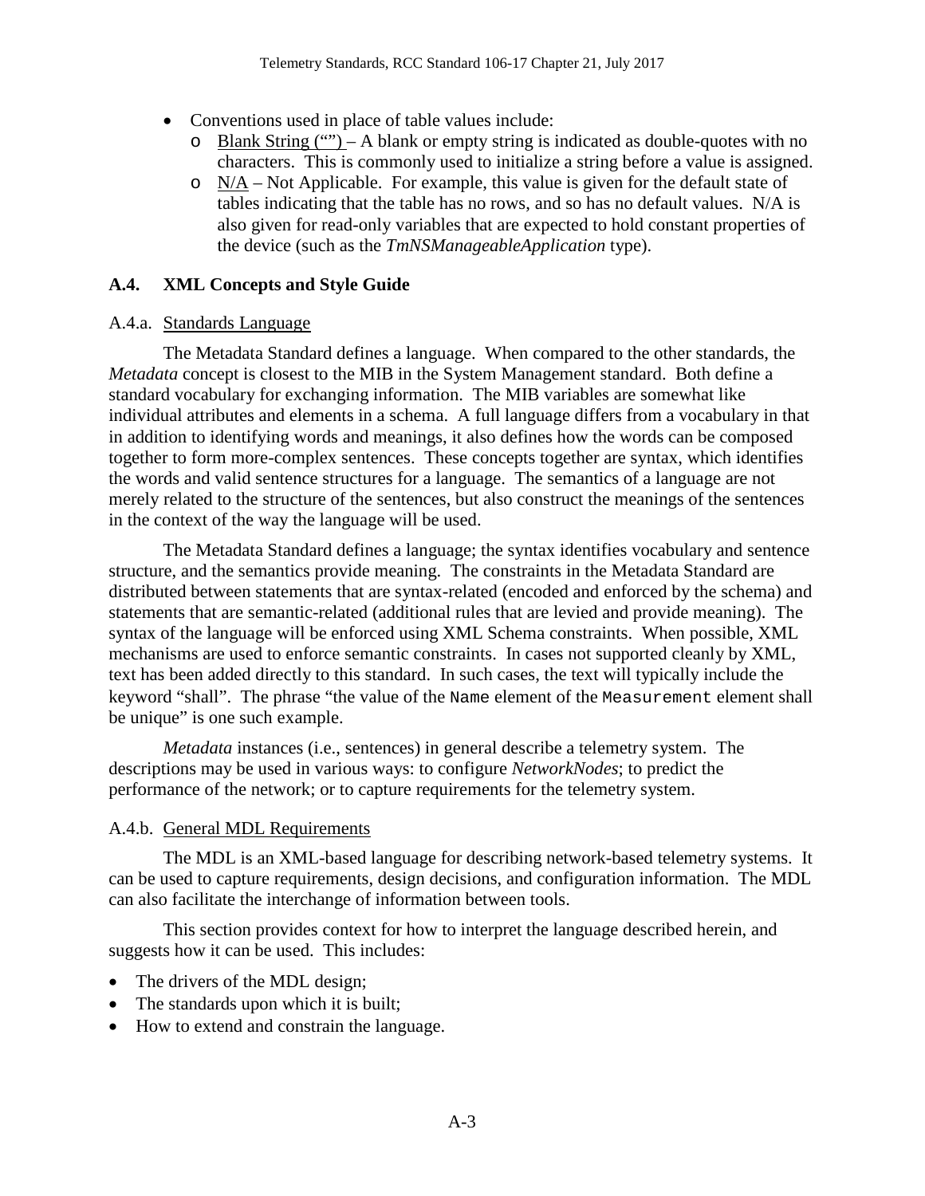- Conventions used in place of table values include:
  - Blank String (“”) – A blank or empty string is indicated as double-quotes with no characters. This is commonly used to initialize a string before a value is assigned.
  - N/A – Not Applicable. For example, this value is given for the default state of tables indicating that the table has no rows, and so has no default values. N/A is also given for read-only variables that are expected to hold constant properties of the device (such as the *TmNSManageableApplication* type).

## A.4. XML Concepts and Style Guide

### A.4.a. Standards Language

The Metadata Standard defines a language. When compared to the other standards, the *Metadata* concept is closest to the MIB in the System Management standard. Both define a standard vocabulary for exchanging information. The MIB variables are somewhat like individual attributes and elements in a schema. A full language differs from a vocabulary in that in addition to identifying words and meanings, it also defines how the words can be composed together to form more-complex sentences. These concepts together are syntax, which identifies the words and valid sentence structures for a language. The semantics of a language are not merely related to the structure of the sentences, but also construct the meanings of the sentences in the context of the way the language will be used.

The Metadata Standard defines a language; the syntax identifies vocabulary and sentence structure, and the semantics provide meaning. The constraints in the Metadata Standard are distributed between statements that are syntax-related (encoded and enforced by the schema) and statements that are semantic-related (additional rules that are levied and provide meaning). The syntax of the language will be enforced using XML Schema constraints. When possible, XML mechanisms are used to enforce semantic constraints. In cases not supported cleanly by XML, text has been added directly to this standard. In such cases, the text will typically include the keyword “shall”. The phrase “the value of the `Name` element of the `Measurement` element shall be unique” is one such example.

*Metadata* instances (i.e., sentences) in general describe a telemetry system. The descriptions may be used in various ways: to configure *NetworkNodes*; to predict the performance of the network; or to capture requirements for the telemetry system.

### A.4.b. General MDL Requirements

The MDL is an XML-based language for describing network-based telemetry systems. It can be used to capture requirements, design decisions, and configuration information. The MDL can also facilitate the interchange of information between tools.

This section provides context for how to interpret the language described herein, and suggests how it can be used. This includes:

- The drivers of the MDL design;
- The standards upon which it is built;
- How to extend and constrain the language.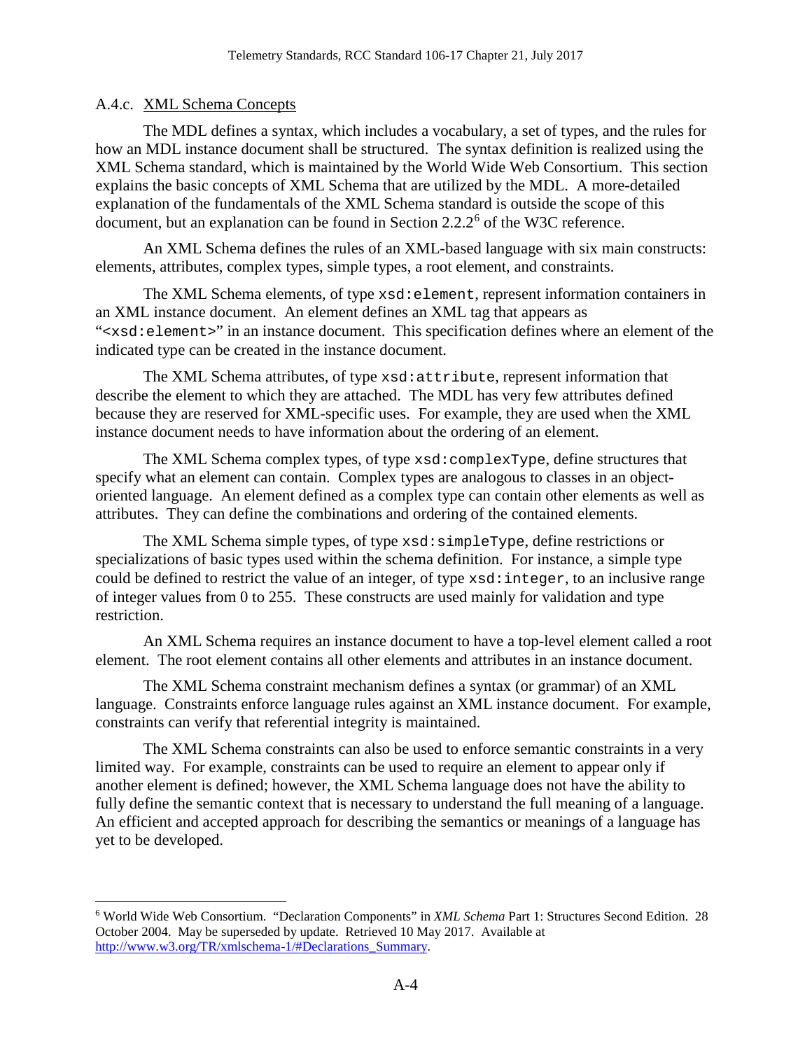### A.4.c. XML Schema Concepts

The MDL defines a syntax, which includes a vocabulary, a set of types, and the rules for how an MDL instance document shall be structured. The syntax definition is realized using the XML Schema standard, which is maintained by the World Wide Web Consortium. This section explains the basic concepts of XML Schema that are utilized by the MDL. A more-detailed explanation of the fundamentals of the XML Schema standard is outside the scope of this document, but an explanation can be found in Section 2.2.2[6] of the W3C reference.

An XML Schema defines the rules of an XML-based language with six main constructs: elements, attributes, complex types, simple types, a root element, and constraints.

The XML Schema elements, of type `xsd:element`, represent information containers in an XML instance document. An element defines an XML tag that appears as "`<xsd:element>`" in an instance document. This specification defines where an element of the indicated type can be created in the instance document.

The XML Schema attributes, of type `xsd:attribute`, represent information that describe the element to which they are attached. The MDL has very few attributes defined because they are reserved for XML-specific uses. For example, they are used when the XML instance document needs to have information about the ordering of an element.

The XML Schema complex types, of type `xsd:complexType`, define structures that specify what an element can contain. Complex types are analogous to classes in an object-oriented language. An element defined as a complex type can contain other elements as well as attributes. They can define the combinations and ordering of the contained elements.

The XML Schema simple types, of type `xsd:simpleType`, define restrictions or specializations of basic types used within the schema definition. For instance, a simple type could be defined to restrict the value of an integer, of type `xsd:integer`, to an inclusive range of integer values from 0 to 255. These constructs are used mainly for validation and type restriction.

An XML Schema requires an instance document to have a top-level element called a root element. The root element contains all other elements and attributes in an instance document.

The XML Schema constraint mechanism defines a syntax (or grammar) of an XML language. Constraints enforce language rules against an XML instance document. For example, constraints can verify that referential integrity is maintained.

The XML Schema constraints can also be used to enforce semantic constraints in a very limited way. For example, constraints can be used to require an element to appear only if another element is defined; however, the XML Schema language does not have the ability to fully define the semantic context that is necessary to understand the full meaning of a language. An efficient and accepted approach for describing the semantics or meanings of a language has yet to be developed.

---

[6] World Wide Web Consortium. "Declaration Components" in *XML Schema* Part 1: Structures Second Edition. 28 October 2004. May be superseded by update. Retrieved 10 May 2017. Available at http://www.w3.org/TR/xmlschema-1/#Declarations_Summary.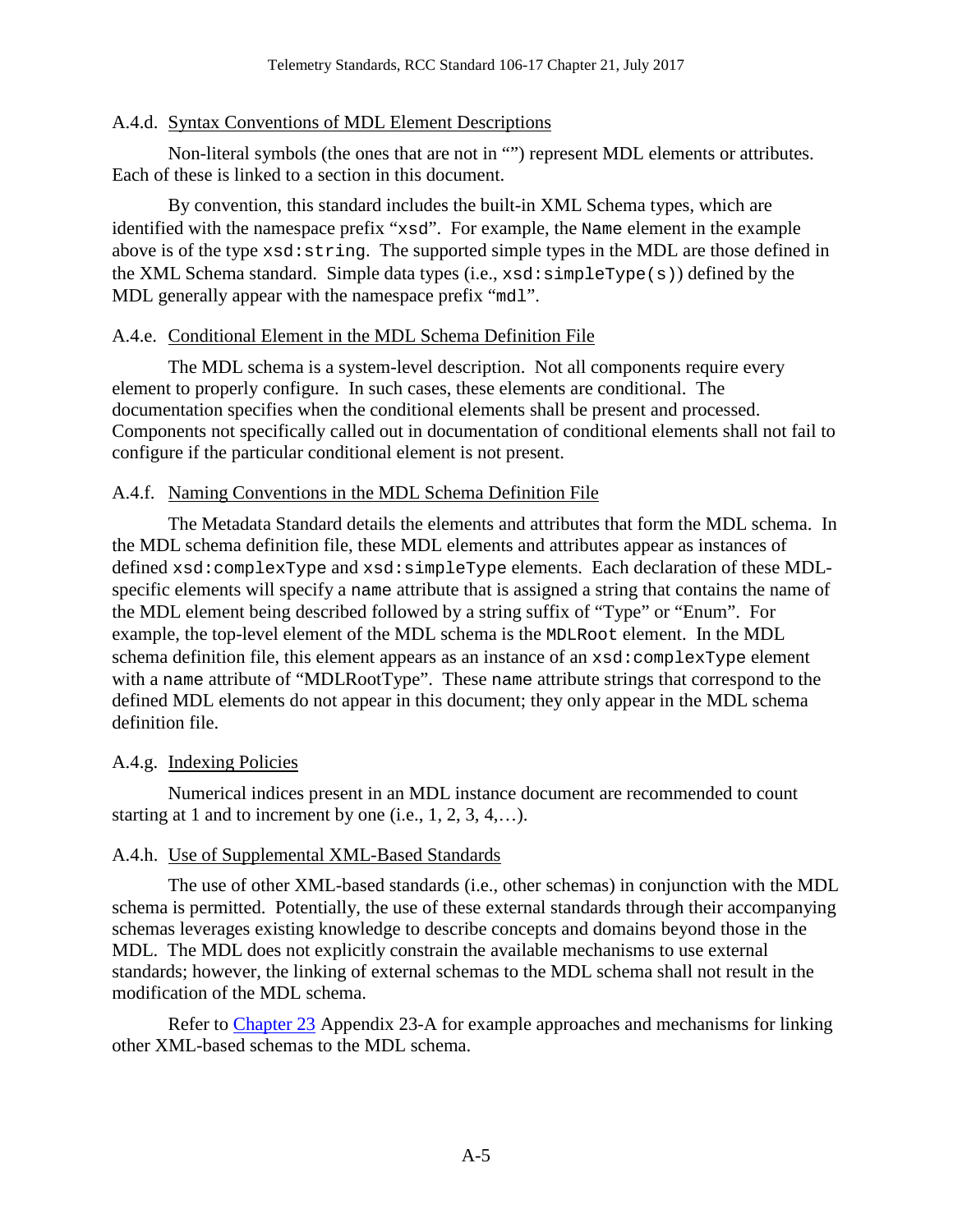#### A.4.d. Syntax Conventions of MDL Element Descriptions

Non-literal symbols (the ones that are not in "") represent MDL elements or attributes. Each of these is linked to a section in this document.

By convention, this standard includes the built-in XML Schema types, which are identified with the namespace prefix "`xsd`". For example, the `Name` element in the example above is of the type `xsd:string`. The supported simple types in the MDL are those defined in the XML Schema standard. Simple data types (i.e., `xsd:simpleType(s)`) defined by the MDL generally appear with the namespace prefix "`mdl`".

#### A.4.e. Conditional Element in the MDL Schema Definition File

The MDL schema is a system-level description. Not all components require every element to properly configure. In such cases, these elements are conditional. The documentation specifies when the conditional elements shall be present and processed. Components not specifically called out in documentation of conditional elements shall not fail to configure if the particular conditional element is not present.

#### A.4.f. Naming Conventions in the MDL Schema Definition File

The Metadata Standard details the elements and attributes that form the MDL schema. In the MDL schema definition file, these MDL elements and attributes appear as instances of defined `xsd:complexType` and `xsd:simpleType` elements. Each declaration of these MDL-specific elements will specify a `name` attribute that is assigned a string that contains the name of the MDL element being described followed by a string suffix of "Type" or "Enum". For example, the top-level element of the MDL schema is the `MDLRoot` element. In the MDL schema definition file, this element appears as an instance of an `xsd:complexType` element with a `name` attribute of "MDLRootType". These `name` attribute strings that correspond to the defined MDL elements do not appear in this document; they only appear in the MDL schema definition file.

#### A.4.g. Indexing Policies

Numerical indices present in an MDL instance document are recommended to count starting at 1 and to increment by one (i.e., 1, 2, 3, 4,…).

#### A.4.h. Use of Supplemental XML-Based Standards

The use of other XML-based standards (i.e., other schemas) in conjunction with the MDL schema is permitted. Potentially, the use of these external standards through their accompanying schemas leverages existing knowledge to describe concepts and domains beyond those in the MDL. The MDL does not explicitly constrain the available mechanisms to use external standards; however, the linking of external schemas to the MDL schema shall not result in the modification of the MDL schema.

Refer to Chapter 23 Appendix 23-A for example approaches and mechanisms for linking other XML-based schemas to the MDL schema.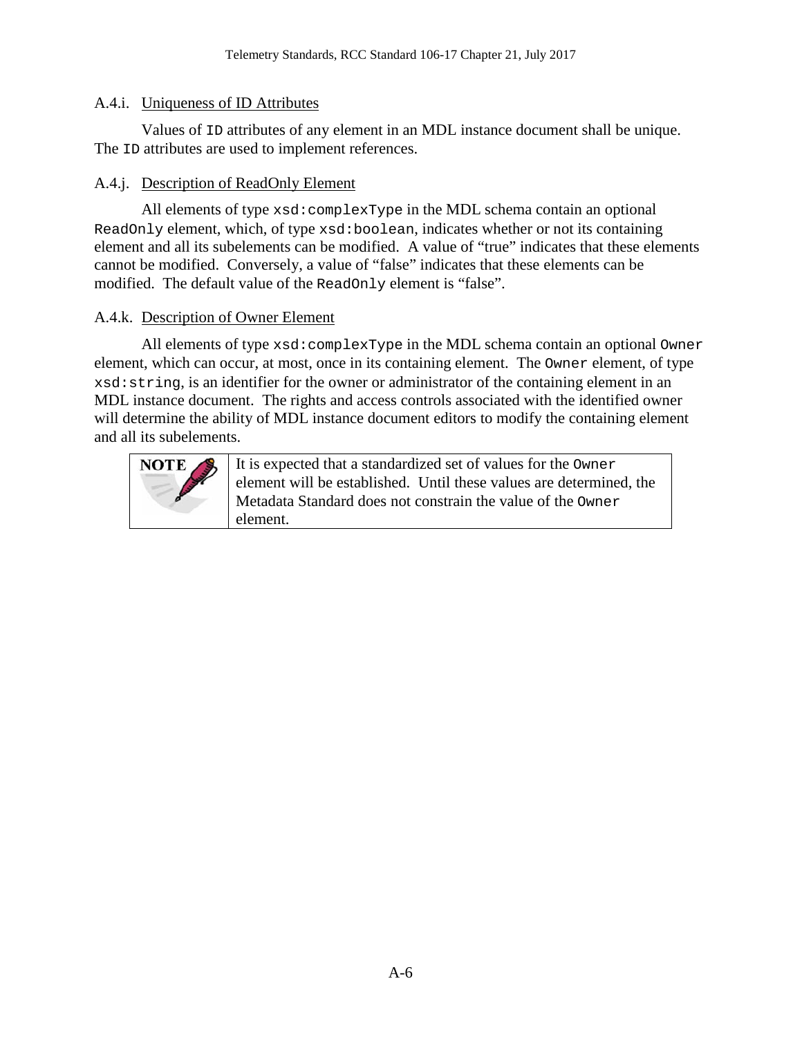### A.4.i. Uniqueness of ID Attributes

Values of `ID` attributes of any element in an MDL instance document shall be unique. The `ID` attributes are used to implement references.

### A.4.j. Description of ReadOnly Element

All elements of type `xsd:complexType` in the MDL schema contain an optional `ReadOnly` element, which, of type `xsd:boolean`, indicates whether or not its containing element and all its subelements can be modified. A value of "true" indicates that these elements cannot be modified. Conversely, a value of "false" indicates that these elements can be modified. The default value of the `ReadOnly` element is "false".

### A.4.k. Description of Owner Element

All elements of type `xsd:complexType` in the MDL schema contain an optional `Owner` element, which can occur, at most, once in its containing element. The `Owner` element, of type `xsd:string`, is an identifier for the owner or administrator of the containing element in an MDL instance document. The rights and access controls associated with the identified owner will determine the ability of MDL instance document editors to modify the containing element and all its subelements.

| | |
|---|---|
| **NOTE** | It is expected that a standardized set of values for the `Owner` element will be established. Until these values are determined, the Metadata Standard does not constrain the value of the `Owner` element. |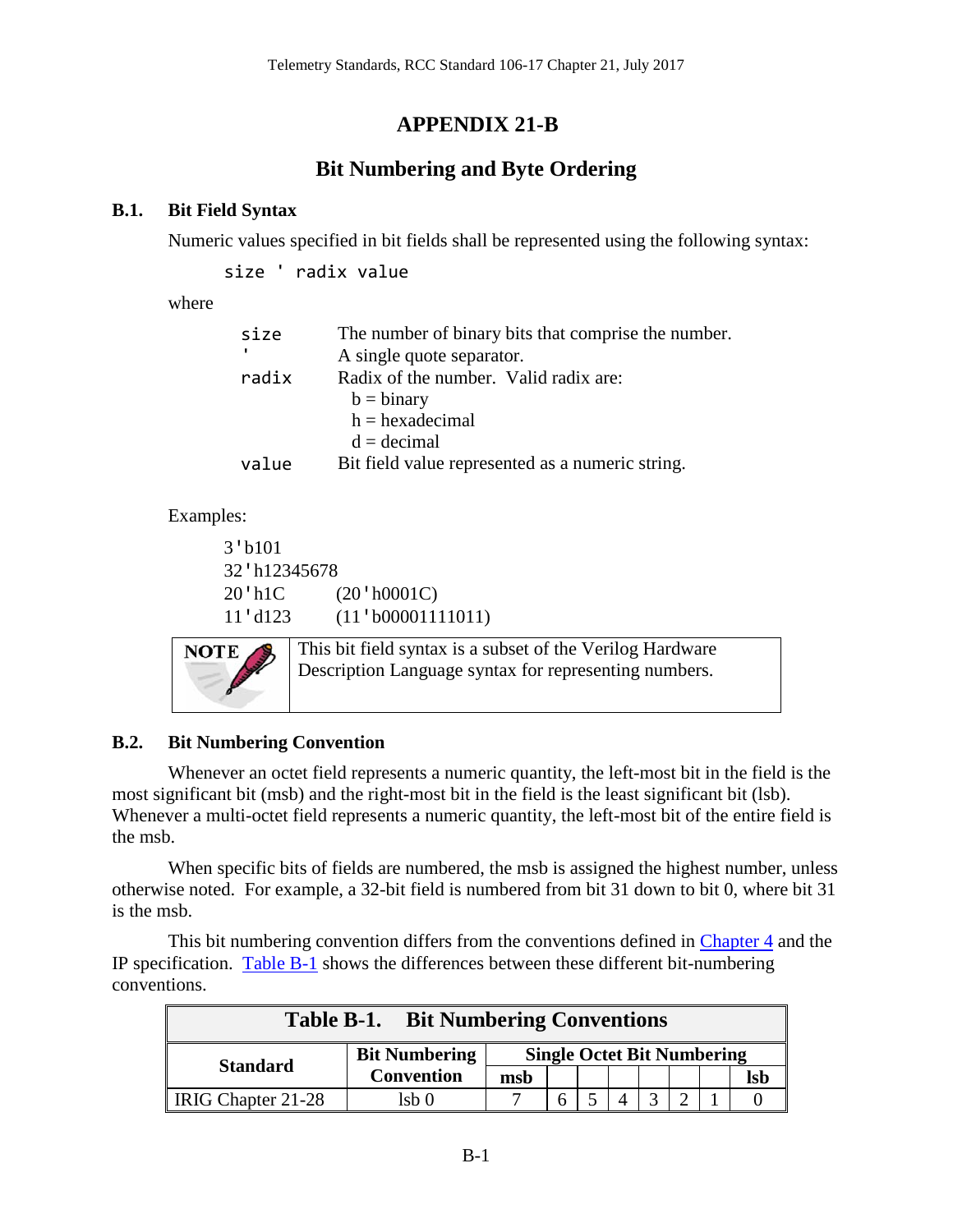# APPENDIX 21-B

## Bit Numbering and Byte Ordering

### B.1. Bit Field Syntax

Numeric values specified in bit fields shall be represented using the following syntax:

```
size ' radix value
```

where

| | |
|---|---|
| `size` | The number of binary bits that comprise the number. |
| `'` | A single quote separator. |
| `radix` | Radix of the number. Valid radix are:<br>b = binary<br>h = hexadecimal<br>d = decimal |
| `value` | Bit field value represented as a numeric string. |

Examples:

3'b101
32'h12345678
20'h1C (20'h0001C)
11'd123 (11'b00001111011)

**NOTE** This bit field syntax is a subset of the Verilog Hardware Description Language syntax for representing numbers.

### B.2. Bit Numbering Convention

Whenever an octet field represents a numeric quantity, the left-most bit in the field is the most significant bit (msb) and the right-most bit in the field is the least significant bit (lsb). Whenever a multi-octet field represents a numeric quantity, the left-most bit of the entire field is the msb.

When specific bits of fields are numbered, the msb is assigned the highest number, unless otherwise noted. For example, a 32-bit field is numbered from bit 31 down to bit 0, where bit 31 is the msb.

This bit numbering convention differs from the conventions defined in Chapter 4 and the IP specification. Table B-1 shows the differences between these different bit-numbering conventions.

**Table B-1. Bit Numbering Conventions**

| Standard | Bit Numbering Convention | Single Octet Bit Numbering | | | | | | | |
|---|---|---|---|---|---|---|---|---|---|
| | | msb | | | | | | | lsb |
| IRIG Chapter 21-28 | lsb 0 | 7 | 6 | 5 | 4 | 3 | 2 | 1 | 0 |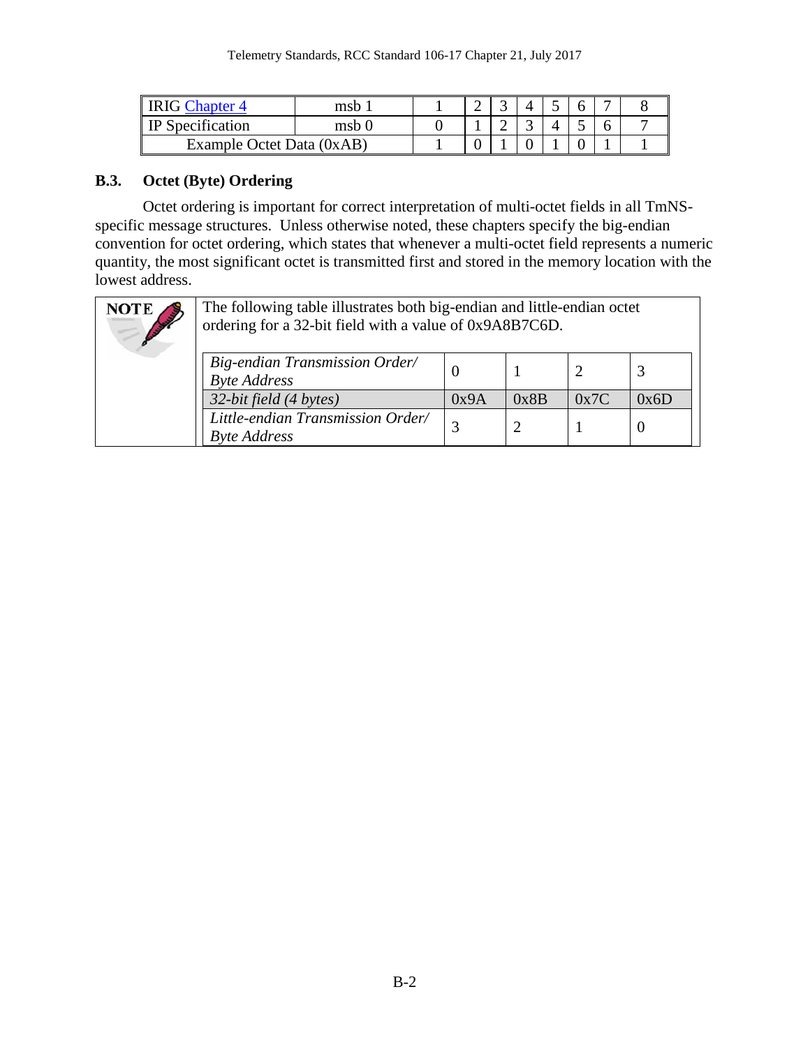| | | | | | | | | | |
|---|---|---|---|---|---|---|---|---|---|
| IRIG Chapter 4 | msb 1 | 1 | 2 | 3 | 4 | 5 | 6 | 7 | 8 |
| IP Specification | msb 0 | 0 | 1 | 2 | 3 | 4 | 5 | 6 | 7 |
| Example Octet Data (0xAB) | | 1 | 0 | 1 | 0 | 1 | 0 | 1 | 1 |

## B.3. Octet (Byte) Ordering

Octet ordering is important for correct interpretation of multi-octet fields in all TmNS-specific message structures. Unless otherwise noted, these chapters specify the big-endian convention for octet ordering, which states that whenever a multi-octet field represents a numeric quantity, the most significant octet is transmitted first and stored in the memory location with the lowest address.

**NOTE**

The following table illustrates both big-endian and little-endian octet ordering for a 32-bit field with a value of 0x9A8B7C6D.

| | | | | |
|---|---|---|---|---|
| *Big-endian Transmission Order/ Byte Address* | 0 | 1 | 2 | 3 |
| *32-bit field (4 bytes)* | 0x9A | 0x8B | 0x7C | 0x6D |
| *Little-endian Transmission Order/ Byte Address* | 3 | 2 | 1 | 0 |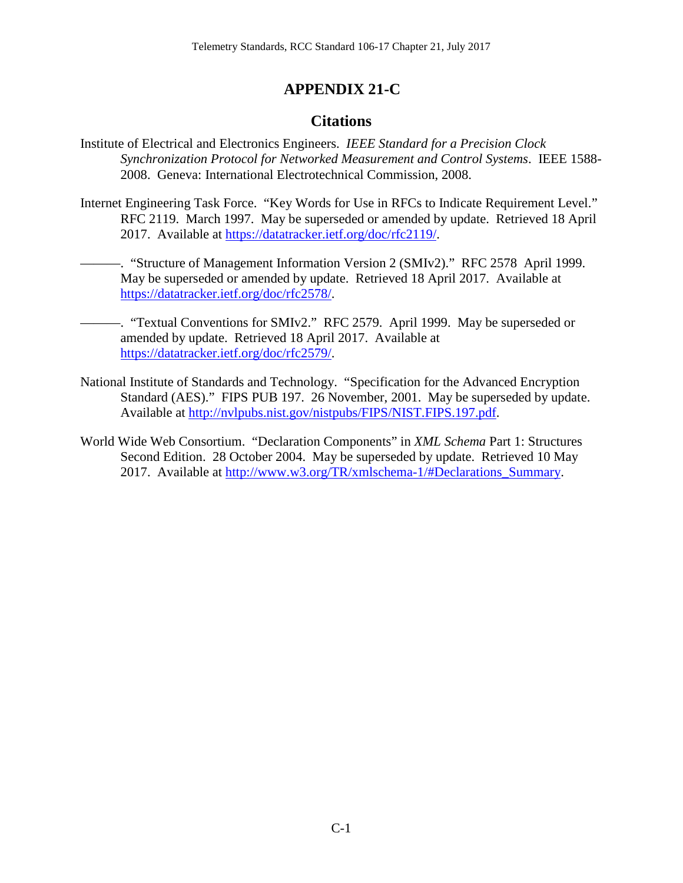# APPENDIX 21-C

## Citations

Institute of Electrical and Electronics Engineers. *IEEE Standard for a Precision Clock Synchronization Protocol for Networked Measurement and Control Systems*. IEEE 1588-2008. Geneva: International Electrotechnical Commission, 2008.

Internet Engineering Task Force. "Key Words for Use in RFCs to Indicate Requirement Level." RFC 2119. March 1997. May be superseded or amended by update. Retrieved 18 April 2017. Available at https://datatracker.ietf.org/doc/rfc2119/.

———. "Structure of Management Information Version 2 (SMIv2)." RFC 2578 April 1999. May be superseded or amended by update. Retrieved 18 April 2017. Available at https://datatracker.ietf.org/doc/rfc2578/.

———. "Textual Conventions for SMIv2." RFC 2579. April 1999. May be superseded or amended by update. Retrieved 18 April 2017. Available at https://datatracker.ietf.org/doc/rfc2579/.

National Institute of Standards and Technology. "Specification for the Advanced Encryption Standard (AES)." FIPS PUB 197. 26 November, 2001. May be superseded by update. Available at http://nvlpubs.nist.gov/nistpubs/FIPS/NIST.FIPS.197.pdf.

World Wide Web Consortium. "Declaration Components" in *XML Schema* Part 1: Structures Second Edition. 28 October 2004. May be superseded by update. Retrieved 10 May 2017. Available at http://www.w3.org/TR/xmlschema-1/#Declarations_Summary.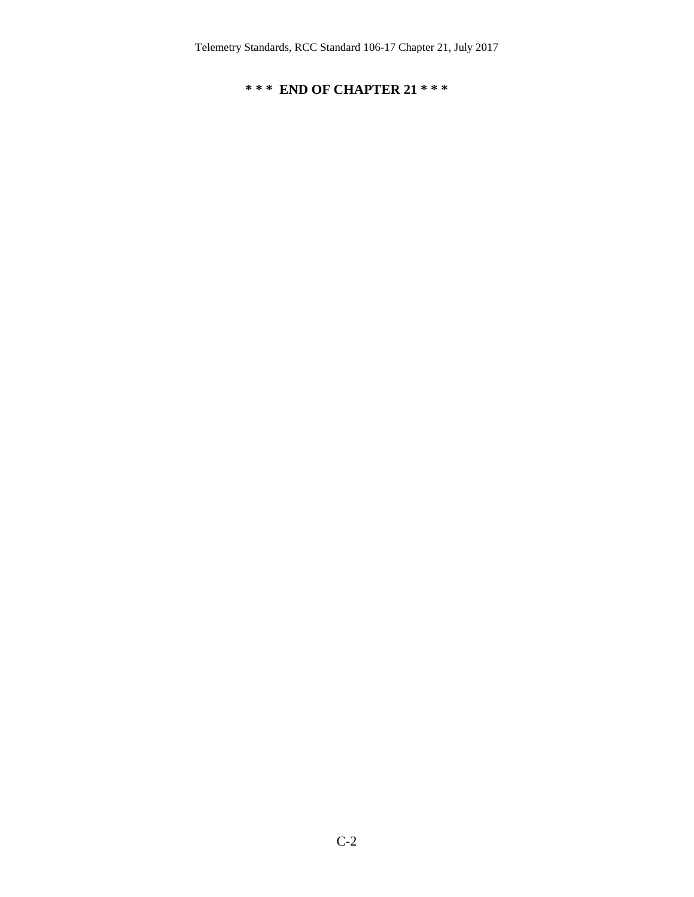**\* \* \*  END OF CHAPTER 21 \* \* \***

**\* \* \* END OF CHAPTER 21 \* \* \***